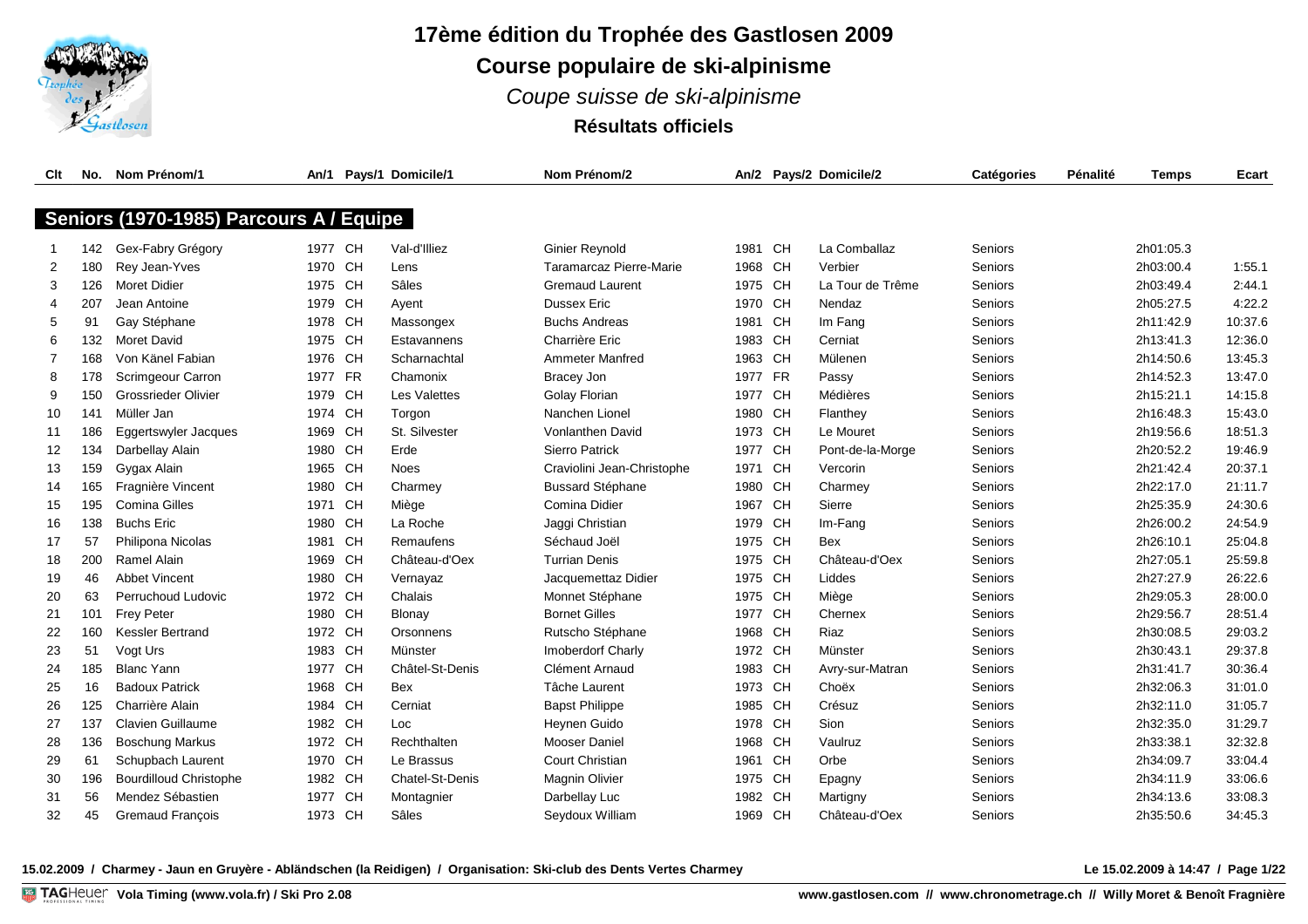# 17ème édition du Trophée des Gastlosen 2009

## Course populaire de ski-alpinisme

*Coupe suisse de ski-alpinisme*

**Résultats officiels**

### Seniors (1970-1985) Parcours A / Equipe

| Clt | No. | Nom Prénom/1 | An/1 | Pays/1 | Domicile/1 | Nom Prénom/2 | An/2 | Pays/2 | Domicile/2 | Catégories | Pénalité | Temps | Ecart |
|---|---|---|---|---|---|---|---|---|---|---|---|---|---|
| 1 | 142 | Gex-Fabry Grégory | 1977 | CH | Val-d'Illiez | Ginier Reynold | 1981 | CH | La Comballaz | Seniors | | 2h01:05.3 | |
| 2 | 180 | Rey Jean-Yves | 1970 | CH | Lens | Taramarcaz Pierre-Marie | 1968 | CH | Verbier | Seniors | | 2h03:00.4 | 1:55.1 |
| 3 | 126 | Moret Didier | 1975 | CH | Sâles | Gremaud Laurent | 1975 | CH | La Tour de Trême | Seniors | | 2h03:49.4 | 2:44.1 |
| 4 | 207 | Jean Antoine | 1979 | CH | Ayent | Dussex Eric | 1970 | CH | Nendaz | Seniors | | 2h05:27.5 | 4:22.2 |
| 5 | 91 | Gay Stéphane | 1978 | CH | Massongex | Buchs Andreas | 1981 | CH | Im Fang | Seniors | | 2h11:42.9 | 10:37.6 |
| 6 | 132 | Moret David | 1975 | CH | Estavannens | Charrière Eric | 1983 | CH | Cerniat | Seniors | | 2h13:41.3 | 12:36.0 |
| 7 | 168 | Von Känel Fabian | 1976 | CH | Scharnachtal | Ammeter Manfred | 1963 | CH | Mülenen | Seniors | | 2h14:50.6 | 13:45.3 |
| 8 | 178 | Scrimgeour Carron | 1977 | FR | Chamonix | Bracey Jon | 1977 | FR | Passy | Seniors | | 2h14:52.3 | 13:47.0 |
| 9 | 150 | Grossrieder Olivier | 1979 | CH | Les Valettes | Golay Florian | 1977 | CH | Médières | Seniors | | 2h15:21.1 | 14:15.8 |
| 10 | 141 | Müller Jan | 1974 | CH | Torgon | Nanchen Lionel | 1980 | CH | Flanthey | Seniors | | 2h16:48.3 | 15:43.0 |
| 11 | 186 | Eggertswyler Jacques | 1969 | CH | St. Silvester | Vonlanthen David | 1973 | CH | Le Mouret | Seniors | | 2h19:56.6 | 18:51.3 |
| 12 | 134 | Darbellay Alain | 1980 | CH | Erde | Sierro Patrick | 1977 | CH | Pont-de-la-Morge | Seniors | | 2h20:52.2 | 19:46.9 |
| 13 | 159 | Gygax Alain | 1965 | CH | Noes | Craviolini Jean-Christophe | 1971 | CH | Vercorin | Seniors | | 2h21:42.4 | 20:37.1 |
| 14 | 165 | Fragnière Vincent | 1980 | CH | Charmey | Bussard Stéphane | 1980 | CH | Charmey | Seniors | | 2h22:17.0 | 21:11.7 |
| 15 | 195 | Comina Gilles | 1971 | CH | Miège | Comina Didier | 1967 | CH | Sierre | Seniors | | 2h25:35.9 | 24:30.6 |
| 16 | 138 | Buchs Eric | 1980 | CH | La Roche | Jaggi Christian | 1979 | CH | Im-Fang | Seniors | | 2h26:00.2 | 24:54.9 |
| 17 | 57 | Philipona Nicolas | 1981 | CH | Remaufens | Séchaud Joël | 1975 | CH | Bex | Seniors | | 2h26:10.1 | 25:04.8 |
| 18 | 200 | Ramel Alain | 1969 | CH | Château-d'Oex | Turrian Denis | 1975 | CH | Château-d'Oex | Seniors | | 2h27:05.1 | 25:59.8 |
| 19 | 46 | Abbet Vincent | 1980 | CH | Vernayaz | Jacquemettaz Didier | 1975 | CH | Liddes | Seniors | | 2h27:27.9 | 26:22.6 |
| 20 | 63 | Perruchoud Ludovic | 1972 | CH | Chalais | Monnet Stéphane | 1975 | CH | Miège | Seniors | | 2h29:05.3 | 28:00.0 |
| 21 | 101 | Frey Peter | 1980 | CH | Blonay | Bornet Gilles | 1977 | CH | Chernex | Seniors | | 2h29:56.7 | 28:51.4 |
| 22 | 160 | Kessler Bertrand | 1972 | CH | Orsonnens | Rutscho Stéphane | 1968 | CH | Riaz | Seniors | | 2h30:08.5 | 29:03.2 |
| 23 | 51 | Vogt Urs | 1983 | CH | Münster | Imoberdorf Charly | 1972 | CH | Münster | Seniors | | 2h30:43.1 | 29:37.8 |
| 24 | 185 | Blanc Yann | 1977 | CH | Châtel-St-Denis | Clément Arnaud | 1983 | CH | Avry-sur-Matran | Seniors | | 2h31:41.7 | 30:36.4 |
| 25 | 16 | Badoux Patrick | 1968 | CH | Bex | Tâche Laurent | 1973 | CH | Choëx | Seniors | | 2h32:06.3 | 31:01.0 |
| 26 | 125 | Charrière Alain | 1984 | CH | Cerniat | Bapst Philippe | 1985 | CH | Crésuz | Seniors | | 2h32:11.0 | 31:05.7 |
| 27 | 137 | Clavien Guillaume | 1982 | CH | Loc | Heynen Guido | 1978 | CH | Sion | Seniors | | 2h32:35.0 | 31:29.7 |
| 28 | 136 | Boschung Markus | 1972 | CH | Rechthalten | Mooser Daniel | 1968 | CH | Vaulruz | Seniors | | 2h33:38.1 | 32:32.8 |
| 29 | 61 | Schupbach Laurent | 1970 | CH | Le Brassus | Court Christian | 1961 | CH | Orbe | Seniors | | 2h34:09.7 | 33:04.4 |
| 30 | 196 | Bourdilloud Christophe | 1982 | CH | Chatel-St-Denis | Magnin Olivier | 1975 | CH | Epagny | Seniors | | 2h34:11.9 | 33:06.6 |
| 31 | 56 | Mendez Sébastien | 1977 | CH | Montagnier | Darbellay Luc | 1982 | CH | Martigny | Seniors | | 2h34:13.6 | 33:08.3 |
| 32 | 45 | Gremaud François | 1973 | CH | Sâles | Seydoux William | 1969 | CH | Château-d'Oex | Seniors | | 2h35:50.6 | 34:45.3 |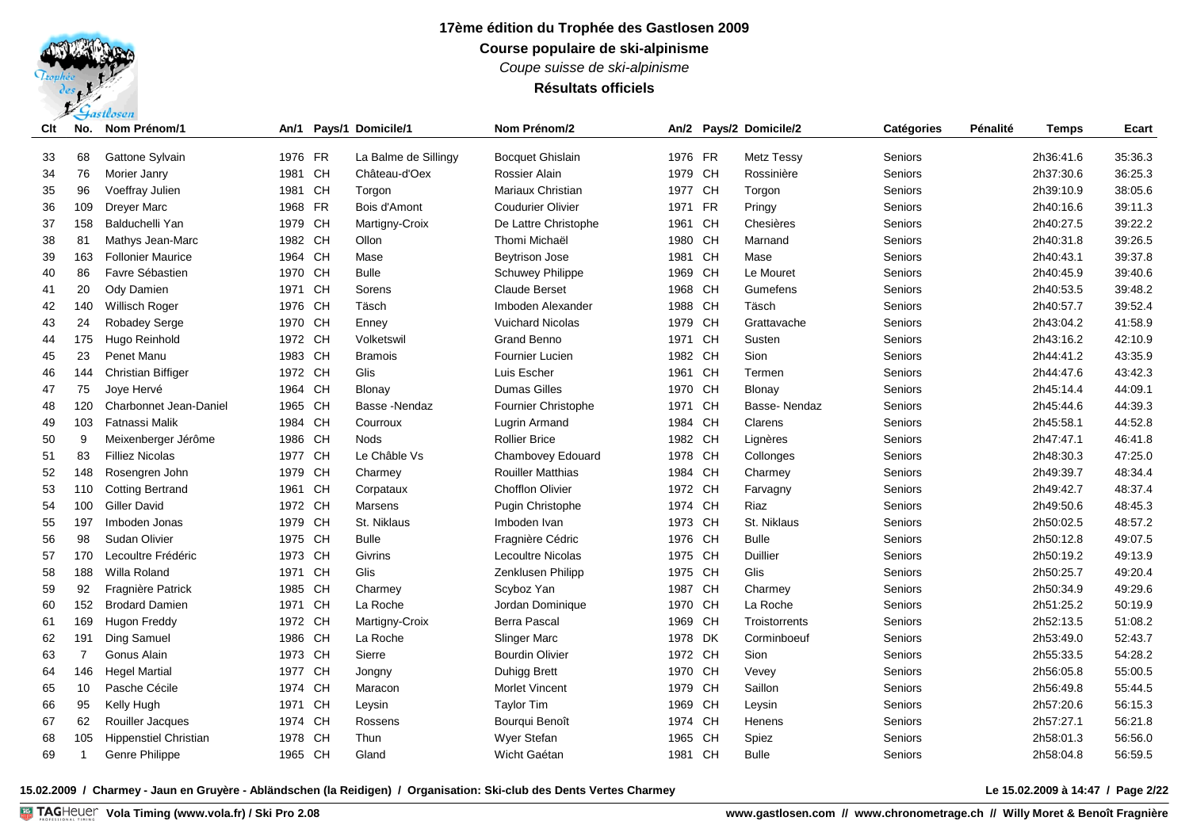# 17ème édition du Trophée des Gastlosen 2009

**Course populaire de ski-alpinisme**

*Coupe suisse de ski-alpinisme*

**Résultats officiels**

| Clt | No. | Nom Prénom/1 | An/1 | Pays/1 | Domicile/1 | Nom Prénom/2 | An/2 | Pays/2 | Domicile/2 | Catégories | Pénalité | Temps | Ecart |
|---|---|---|---|---|---|---|---|---|---|---|---|---|---|
| 33 | 68 | Gattone Sylvain | 1976 | FR | La Balme de Sillingy | Bocquet Ghislain | 1976 | FR | Metz Tessy | Seniors | | 2h36:41.6 | 35:36.3 |
| 34 | 76 | Morier Janry | 1981 | CH | Château-d'Oex | Rossier Alain | 1979 | CH | Rossinière | Seniors | | 2h37:30.6 | 36:25.3 |
| 35 | 96 | Voeffray Julien | 1981 | CH | Torgon | Mariaux Christian | 1977 | CH | Torgon | Seniors | | 2h39:10.9 | 38:05.6 |
| 36 | 109 | Dreyer Marc | 1968 | FR | Bois d'Amont | Coudurier Olivier | 1971 | FR | Pringy | Seniors | | 2h40:16.6 | 39:11.3 |
| 37 | 158 | Balduchelli Yan | 1979 | CH | Martigny-Croix | De Lattre Christophe | 1961 | CH | Chesières | Seniors | | 2h40:27.5 | 39:22.2 |
| 38 | 81 | Mathys Jean-Marc | 1982 | CH | Ollon | Thomi Michaël | 1980 | CH | Marnand | Seniors | | 2h40:31.8 | 39:26.5 |
| 39 | 163 | Follonier Maurice | 1964 | CH | Mase | Beytrison Jose | 1981 | CH | Mase | Seniors | | 2h40:43.1 | 39:37.8 |
| 40 | 86 | Favre Sébastien | 1970 | CH | Bulle | Schuwey Philippe | 1969 | CH | Le Mouret | Seniors | | 2h40:45.9 | 39:40.6 |
| 41 | 20 | Ody Damien | 1971 | CH | Sorens | Claude Berset | 1968 | CH | Gumefens | Seniors | | 2h40:53.5 | 39:48.2 |
| 42 | 140 | Willisch Roger | 1976 | CH | Täsch | Imboden Alexander | 1988 | CH | Täsch | Seniors | | 2h40:57.7 | 39:52.4 |
| 43 | 24 | Robadey Serge | 1970 | CH | Enney | Vuichard Nicolas | 1979 | CH | Grattavache | Seniors | | 2h43:04.2 | 41:58.9 |
| 44 | 175 | Hugo Reinhold | 1972 | CH | Volketswil | Grand Benno | 1971 | CH | Susten | Seniors | | 2h43:16.2 | 42:10.9 |
| 45 | 23 | Penet Manu | 1983 | CH | Bramois | Fournier Lucien | 1982 | CH | Sion | Seniors | | 2h44:41.2 | 43:35.9 |
| 46 | 144 | Christian Biffiger | 1972 | CH | Glis | Luis Escher | 1961 | CH | Termen | Seniors | | 2h44:47.6 | 43:42.3 |
| 47 | 75 | Joye Hervé | 1964 | CH | Blonay | Dumas Gilles | 1970 | CH | Blonay | Seniors | | 2h45:14.4 | 44:09.1 |
| 48 | 120 | Charbonnet Jean-Daniel | 1965 | CH | Basse -Nendaz | Fournier Christophe | 1971 | CH | Basse- Nendaz | Seniors | | 2h45:44.6 | 44:39.3 |
| 49 | 103 | Fatnassi Malik | 1984 | CH | Courroux | Lugrin Armand | 1984 | CH | Clarens | Seniors | | 2h45:58.1 | 44:52.8 |
| 50 | 9 | Meixenberger Jérôme | 1986 | CH | Nods | Rollier Brice | 1982 | CH | Lignères | Seniors | | 2h47:47.1 | 46:41.8 |
| 51 | 83 | Filliez Nicolas | 1977 | CH | Le Châble Vs | Chambovey Edouard | 1978 | CH | Collonges | Seniors | | 2h48:30.3 | 47:25.0 |
| 52 | 148 | Rosengren John | 1979 | CH | Charmey | Rouiller Matthias | 1984 | CH | Charmey | Seniors | | 2h49:39.7 | 48:34.4 |
| 53 | 110 | Cotting Bertrand | 1961 | CH | Corpataux | Chofflon Olivier | 1972 | CH | Farvagny | Seniors | | 2h49:42.7 | 48:37.4 |
| 54 | 100 | Giller David | 1972 | CH | Marsens | Pugin Christophe | 1974 | CH | Riaz | Seniors | | 2h49:50.6 | 48:45.3 |
| 55 | 197 | Imboden Jonas | 1979 | CH | St. Niklaus | Imboden Ivan | 1973 | CH | St. Niklaus | Seniors | | 2h50:02.5 | 48:57.2 |
| 56 | 98 | Sudan Olivier | 1975 | CH | Bulle | Fragnière Cédric | 1976 | CH | Bulle | Seniors | | 2h50:12.8 | 49:07.5 |
| 57 | 170 | Lecoultre Frédéric | 1973 | CH | Givrins | Lecoultre Nicolas | 1975 | CH | Duillier | Seniors | | 2h50:19.2 | 49:13.9 |
| 58 | 188 | Willa Roland | 1971 | CH | Glis | Zenklusen Philipp | 1975 | CH | Glis | Seniors | | 2h50:25.7 | 49:20.4 |
| 59 | 92 | Fragnière Patrick | 1985 | CH | Charmey | Scyboz Yan | 1987 | CH | Charmey | Seniors | | 2h50:34.9 | 49:29.6 |
| 60 | 152 | Brodard Damien | 1971 | CH | La Roche | Jordan Dominique | 1970 | CH | La Roche | Seniors | | 2h51:25.2 | 50:19.9 |
| 61 | 169 | Hugon Freddy | 1972 | CH | Martigny-Croix | Berra Pascal | 1969 | CH | Troistorrents | Seniors | | 2h52:13.5 | 51:08.2 |
| 62 | 191 | Ding Samuel | 1986 | CH | La Roche | Slinger Marc | 1978 | DK | Corminboeuf | Seniors | | 2h53:49.0 | 52:43.7 |
| 63 | 7 | Gonus Alain | 1973 | CH | Sierre | Bourdin Olivier | 1972 | CH | Sion | Seniors | | 2h55:33.5 | 54:28.2 |
| 64 | 146 | Hegel Martial | 1977 | CH | Jongny | Duhigg Brett | 1970 | CH | Vevey | Seniors | | 2h56:05.8 | 55:00.5 |
| 65 | 10 | Pasche Cécile | 1974 | CH | Maracon | Morlet Vincent | 1979 | CH | Saillon | Seniors | | 2h56:49.8 | 55:44.5 |
| 66 | 95 | Kelly Hugh | 1971 | CH | Leysin | Taylor Tim | 1969 | CH | Leysin | Seniors | | 2h57:20.6 | 56:15.3 |
| 67 | 62 | Rouiller Jacques | 1974 | CH | Rossens | Bourqui Benoît | 1974 | CH | Henens | Seniors | | 2h57:27.1 | 56:21.8 |
| 68 | 105 | Hippenstiel Christian | 1978 | CH | Thun | Wyer Stefan | 1965 | CH | Spiez | Seniors | | 2h58:01.3 | 56:56.0 |
| 69 | 1 | Genre Philippe | 1965 | CH | Gland | Wicht Gaétan | 1981 | CH | Bulle | Seniors | | 2h58:04.8 | 56:59.5 |

**15.02.2009 / Charmey - Jaun en Gruyère - Abländschen (la Reidigen) / Organisation: Ski-club des Dents Vertes Charmey**

**Le 15.02.2009 à 14:47**

**Vola Timing (www.vola.fr) / Ski Pro 2.08**

**www.gastlosen.com // www.chronometrage.ch // Willy Moret & Benoît Fragnière**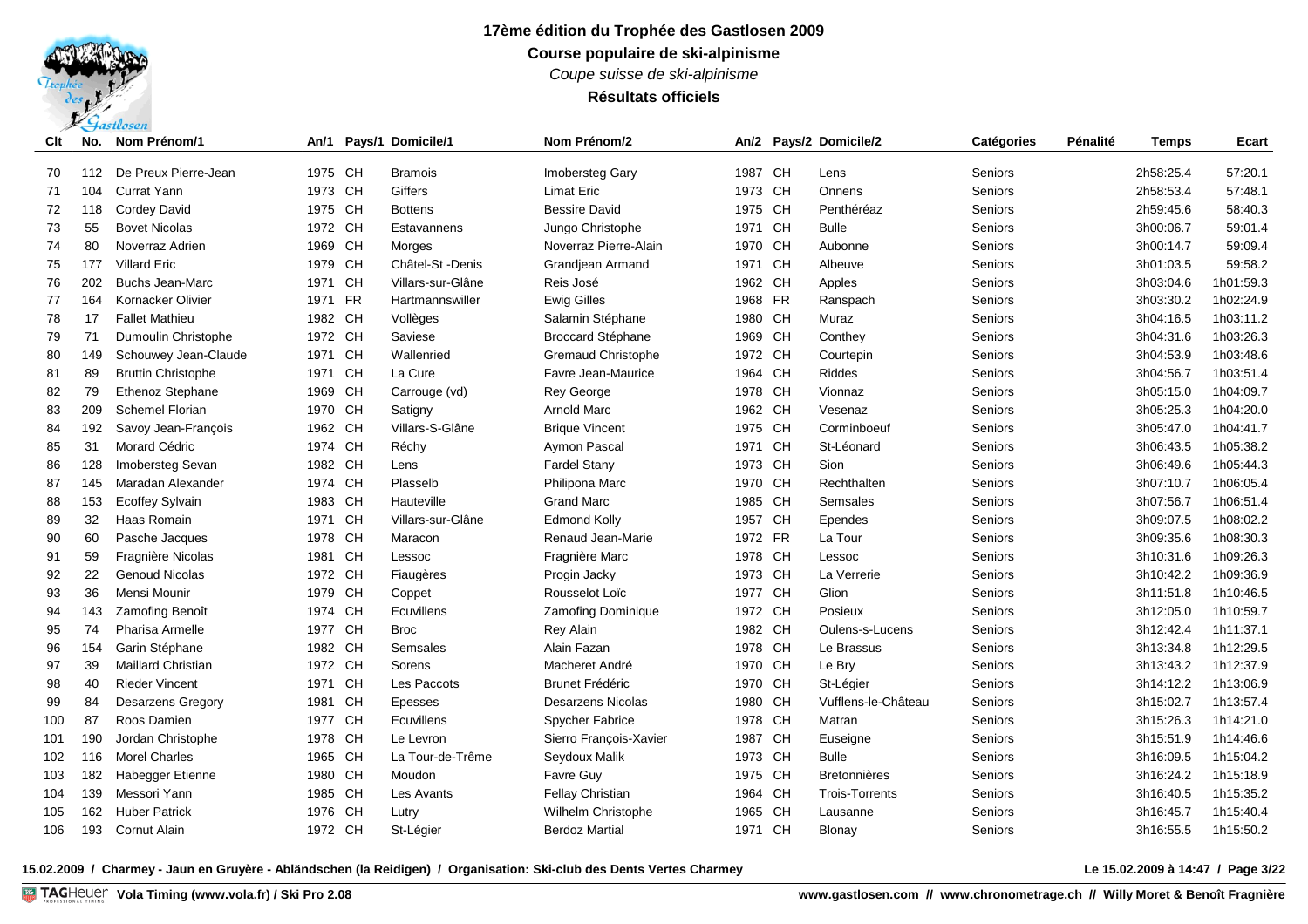# 17ème édition du Trophée des Gastlosen 2009

**Course populaire de ski-alpinisme**

*Coupe suisse de ski-alpinisme*

**Résultats officiels**

| Clt | No. | Nom Prénom/1 | An/1 | Pays/1 | Domicile/1 | Nom Prénom/2 | An/2 | Pays/2 | Domicile/2 | Catégories | Pénalité | Temps | Ecart |
|---|---|---|---|---|---|---|---|---|---|---|---|---|---|
| 70 | 112 | De Preux Pierre-Jean | 1975 | CH | Bramois | Imobersteg Gary | 1987 | CH | Lens | Seniors | | 2h58:25.4 | 57:20.1 |
| 71 | 104 | Currat Yann | 1973 | CH | Giffers | Limat Eric | 1973 | CH | Onnens | Seniors | | 2h58:53.4 | 57:48.1 |
| 72 | 118 | Cordey David | 1975 | CH | Bottens | Bessire David | 1975 | CH | Penthéréaz | Seniors | | 2h59:45.6 | 58:40.3 |
| 73 | 55 | Bovet Nicolas | 1972 | CH | Estavannens | Jungo Christophe | 1971 | CH | Bulle | Seniors | | 3h00:06.7 | 59:01.4 |
| 74 | 80 | Noverraz Adrien | 1969 | CH | Morges | Noverraz Pierre-Alain | 1970 | CH | Aubonne | Seniors | | 3h00:14.7 | 59:09.4 |
| 75 | 177 | Villard Eric | 1979 | CH | Châtel-St -Denis | Grandjean Armand | 1971 | CH | Albeuve | Seniors | | 3h01:03.5 | 59:58.2 |
| 76 | 202 | Buchs Jean-Marc | 1971 | CH | Villars-sur-Glâne | Reis José | 1962 | CH | Apples | Seniors | | 3h03:04.6 | 1h01:59.3 |
| 77 | 164 | Kornacker Olivier | 1971 | FR | Hartmannswiller | Ewig Gilles | 1968 | FR | Ranspach | Seniors | | 3h03:30.2 | 1h02:24.9 |
| 78 | 17 | Fallet Mathieu | 1982 | CH | Vollèges | Salamin Stéphane | 1980 | CH | Muraz | Seniors | | 3h04:16.5 | 1h03:11.2 |
| 79 | 71 | Dumoulin Christophe | 1972 | CH | Saviese | Broccard Stéphane | 1969 | CH | Conthey | Seniors | | 3h04:31.6 | 1h03:26.3 |
| 80 | 149 | Schouwey Jean-Claude | 1971 | CH | Wallenried | Gremaud Christophe | 1972 | CH | Courtepin | Seniors | | 3h04:53.9 | 1h03:48.6 |
| 81 | 89 | Bruttin Christophe | 1971 | CH | La Cure | Favre Jean-Maurice | 1964 | CH | Riddes | Seniors | | 3h04:56.7 | 1h03:51.4 |
| 82 | 79 | Ethenoz Stephane | 1969 | CH | Carrouge (vd) | Rey George | 1978 | CH | Vionnaz | Seniors | | 3h05:15.0 | 1h04:09.7 |
| 83 | 209 | Schemel Florian | 1970 | CH | Satigny | Arnold Marc | 1962 | CH | Vesenaz | Seniors | | 3h05:25.3 | 1h04:20.0 |
| 84 | 192 | Savoy Jean-François | 1962 | CH | Villars-S-Glâne | Brique Vincent | 1975 | CH | Corminboeuf | Seniors | | 3h05:47.0 | 1h04:41.7 |
| 85 | 31 | Morard Cédric | 1974 | CH | Réchy | Aymon Pascal | 1971 | CH | St-Léonard | Seniors | | 3h06:43.5 | 1h05:38.2 |
| 86 | 128 | Imobersteg Sevan | 1982 | CH | Lens | Fardel Stany | 1973 | CH | Sion | Seniors | | 3h06:49.6 | 1h05:44.3 |
| 87 | 145 | Maradan Alexander | 1974 | CH | Plasselb | Philipona Marc | 1970 | CH | Rechthalten | Seniors | | 3h07:10.7 | 1h06:05.4 |
| 88 | 153 | Ecoffey Sylvain | 1983 | CH | Hauteville | Grand Marc | 1985 | CH | Semsales | Seniors | | 3h07:56.7 | 1h06:51.4 |
| 89 | 32 | Haas Romain | 1971 | CH | Villars-sur-Glâne | Edmond Kolly | 1957 | CH | Ependes | Seniors | | 3h09:07.5 | 1h08:02.2 |
| 90 | 60 | Pasche Jacques | 1978 | CH | Maracon | Renaud Jean-Marie | 1972 | FR | La Tour | Seniors | | 3h09:35.6 | 1h08:30.3 |
| 91 | 59 | Fragnière Nicolas | 1981 | CH | Lessoc | Fragnière Marc | 1978 | CH | Lessoc | Seniors | | 3h10:31.6 | 1h09:26.3 |
| 92 | 22 | Genoud Nicolas | 1972 | CH | Fiaugères | Progin Jacky | 1973 | CH | La Verrerie | Seniors | | 3h10:42.2 | 1h09:36.9 |
| 93 | 36 | Mensi Mounir | 1979 | CH | Coppet | Rousselot Loïc | 1977 | CH | Glion | Seniors | | 3h11:51.8 | 1h10:46.5 |
| 94 | 143 | Zamofing Benoît | 1974 | CH | Ecuvillens | Zamofing Dominique | 1972 | CH | Posieux | Seniors | | 3h12:05.0 | 1h10:59.7 |
| 95 | 74 | Pharisa Armelle | 1977 | CH | Broc | Rey Alain | 1982 | CH | Oulens-s-Lucens | Seniors | | 3h12:42.4 | 1h11:37.1 |
| 96 | 154 | Garin Stéphane | 1982 | CH | Semsales | Alain Fazan | 1978 | CH | Le Brassus | Seniors | | 3h13:34.8 | 1h12:29.5 |
| 97 | 39 | Maillard Christian | 1972 | CH | Sorens | Macheret André | 1970 | CH | Le Bry | Seniors | | 3h13:43.2 | 1h12:37.9 |
| 98 | 40 | Rieder Vincent | 1971 | CH | Les Paccots | Brunet Frédéric | 1970 | CH | St-Légier | Seniors | | 3h14:12.2 | 1h13:06.9 |
| 99 | 84 | Desarzens Gregory | 1981 | CH | Epesses | Desarzens Nicolas | 1980 | CH | Vufflens-le-Château | Seniors | | 3h15:02.7 | 1h13:57.4 |
| 100 | 87 | Roos Damien | 1977 | CH | Ecuvillens | Spycher Fabrice | 1978 | CH | Matran | Seniors | | 3h15:26.3 | 1h14:21.0 |
| 101 | 190 | Jordan Christophe | 1978 | CH | Le Levron | Sierro François-Xavier | 1987 | CH | Euseigne | Seniors | | 3h15:51.9 | 1h14:46.6 |
| 102 | 116 | Morel Charles | 1965 | CH | La Tour-de-Trême | Seydoux Malik | 1973 | CH | Bulle | Seniors | | 3h16:09.5 | 1h15:04.2 |
| 103 | 182 | Habegger Etienne | 1980 | CH | Moudon | Favre Guy | 1975 | CH | Bretonnières | Seniors | | 3h16:24.2 | 1h15:18.9 |
| 104 | 139 | Messori Yann | 1985 | CH | Les Avants | Fellay Christian | 1964 | CH | Trois-Torrents | Seniors | | 3h16:40.5 | 1h15:35.2 |
| 105 | 162 | Huber Patrick | 1976 | CH | Lutry | Wilhelm Christophe | 1965 | CH | Lausanne | Seniors | | 3h16:45.7 | 1h15:40.4 |
| 106 | 193 | Cornut Alain | 1972 | CH | St-Légier | Berdoz Martial | 1971 | CH | Blonay | Seniors | | 3h16:55.5 | 1h15:50.2 |

**15.02.2009 / Charmey - Jaun en Gruyère - Abländschen (la Reidigen) / Organisation: Ski-club des Dents Vertes Charmey**

**Le 15.02.2009 à 14:47**

**Vola Timing (www.vola.fr) / Ski Pro 2.08**

**www.gastlosen.com // www.chronometrage.ch // Willy Moret & Benoît Fragnière**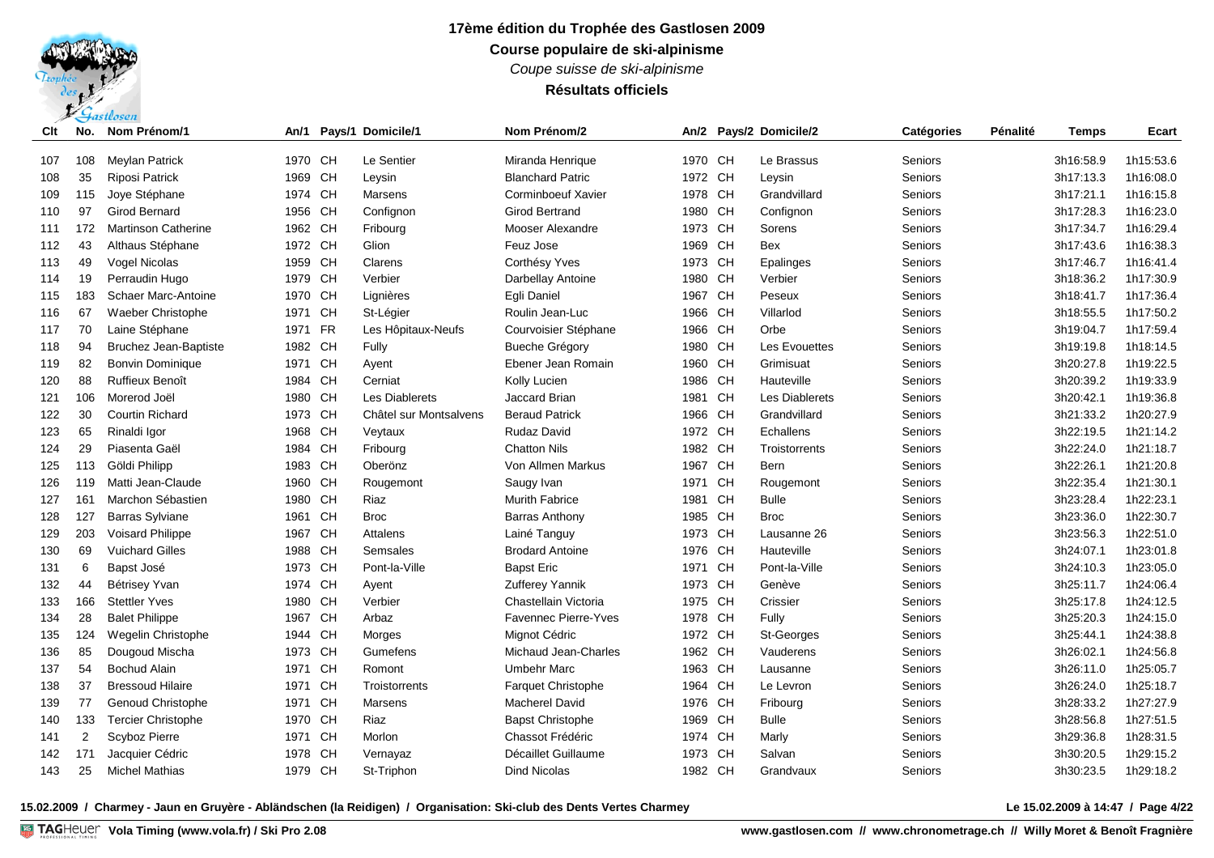# 17ème édition du Trophée des Gastlosen 2009

## Course populaire de ski-alpinisme

*Coupe suisse de ski-alpinisme*

**Résultats officiels**

| Clt | No. | Nom Prénom/1 | An/1 | Pays/1 | Domicile/1 | Nom Prénom/2 | An/2 | Pays/2 | Domicile/2 | Catégories | Pénalité | Temps | Ecart |
|---|---|---|---|---|---|---|---|---|---|---|---|---|---|
| 107 | 108 | Meylan Patrick | 1970 | CH | Le Sentier | Miranda Henrique | 1970 | CH | Le Brassus | Seniors | | 3h16:58.9 | 1h15:53.6 |
| 108 | 35 | Riposi Patrick | 1969 | CH | Leysin | Blanchard Patric | 1972 | CH | Leysin | Seniors | | 3h17:13.3 | 1h16:08.0 |
| 109 | 115 | Joye Stéphane | 1974 | CH | Marsens | Corminboeuf Xavier | 1978 | CH | Grandvillard | Seniors | | 3h17:21.1 | 1h16:15.8 |
| 110 | 97 | Girod Bernard | 1956 | CH | Confignon | Girod Bertrand | 1980 | CH | Confignon | Seniors | | 3h17:28.3 | 1h16:23.0 |
| 111 | 172 | Martinson Catherine | 1962 | CH | Fribourg | Mooser Alexandre | 1973 | CH | Sorens | Seniors | | 3h17:34.7 | 1h16:29.4 |
| 112 | 43 | Althaus Stéphane | 1972 | CH | Glion | Feuz Jose | 1969 | CH | Bex | Seniors | | 3h17:43.6 | 1h16:38.3 |
| 113 | 49 | Vogel Nicolas | 1959 | CH | Clarens | Corthésy Yves | 1973 | CH | Epalinges | Seniors | | 3h17:46.7 | 1h16:41.4 |
| 114 | 19 | Perraudin Hugo | 1979 | CH | Verbier | Darbellay Antoine | 1980 | CH | Verbier | Seniors | | 3h18:36.2 | 1h17:30.9 |
| 115 | 183 | Schaer Marc-Antoine | 1970 | CH | Lignières | Egli Daniel | 1967 | CH | Peseux | Seniors | | 3h18:41.7 | 1h17:36.4 |
| 116 | 67 | Waeber Christophe | 1971 | CH | St-Légier | Roulin Jean-Luc | 1966 | CH | Villarlod | Seniors | | 3h18:55.5 | 1h17:50.2 |
| 117 | 70 | Laine Stéphane | 1971 | FR | Les Hôpitaux-Neufs | Courvoisier Stéphane | 1966 | CH | Orbe | Seniors | | 3h19:04.7 | 1h17:59.4 |
| 118 | 94 | Bruchez Jean-Baptiste | 1982 | CH | Fully | Bueche Grégory | 1980 | CH | Les Evouettes | Seniors | | 3h19:19.8 | 1h18:14.5 |
| 119 | 82 | Bonvin Dominique | 1971 | CH | Ayent | Ebener Jean Romain | 1960 | CH | Grimisuat | Seniors | | 3h20:27.8 | 1h19:22.5 |
| 120 | 88 | Ruffieux Benoît | 1984 | CH | Cerniat | Kolly Lucien | 1986 | CH | Hauteville | Seniors | | 3h20:39.2 | 1h19:33.9 |
| 121 | 106 | Morerod Joël | 1980 | CH | Les Diablerets | Jaccard Brian | 1981 | CH | Les Diablerets | Seniors | | 3h20:42.1 | 1h19:36.8 |
| 122 | 30 | Courtin Richard | 1973 | CH | Châtel sur Montsalvens | Beraud Patrick | 1966 | CH | Grandvillard | Seniors | | 3h21:33.2 | 1h20:27.9 |
| 123 | 65 | Rinaldi Igor | 1968 | CH | Veytaux | Rudaz David | 1972 | CH | Echallens | Seniors | | 3h22:19.5 | 1h21:14.2 |
| 124 | 29 | Piasenta Gaël | 1984 | CH | Fribourg | Chatton Nils | 1982 | CH | Troistorrents | Seniors | | 3h22:24.0 | 1h21:18.7 |
| 125 | 113 | Göldi Philipp | 1983 | CH | Oberönz | Von Allmen Markus | 1967 | CH | Bern | Seniors | | 3h22:26.1 | 1h21:20.8 |
| 126 | 119 | Matti Jean-Claude | 1960 | CH | Rougemont | Saugy Ivan | 1971 | CH | Rougemont | Seniors | | 3h22:35.4 | 1h21:30.1 |
| 127 | 161 | Marchon Sébastien | 1980 | CH | Riaz | Murith Fabrice | 1981 | CH | Bulle | Seniors | | 3h23:28.4 | 1h22:23.1 |
| 128 | 127 | Barras Sylviane | 1961 | CH | Broc | Barras Anthony | 1985 | CH | Broc | Seniors | | 3h23:36.0 | 1h22:30.7 |
| 129 | 203 | Voisard Philippe | 1967 | CH | Attalens | Lainé Tanguy | 1973 | CH | Lausanne 26 | Seniors | | 3h23:56.3 | 1h22:51.0 |
| 130 | 69 | Vuichard Gilles | 1988 | CH | Semsales | Brodard Antoine | 1976 | CH | Hauteville | Seniors | | 3h24:07.1 | 1h23:01.8 |
| 131 | 6 | Bapst José | 1973 | CH | Pont-la-Ville | Bapst Eric | 1971 | CH | Pont-la-Ville | Seniors | | 3h24:10.3 | 1h23:05.0 |
| 132 | 44 | Bétrisey Yvan | 1974 | CH | Ayent | Zufferey Yannik | 1973 | CH | Genève | Seniors | | 3h25:11.7 | 1h24:06.4 |
| 133 | 166 | Stettler Yves | 1980 | CH | Verbier | Chastellain Victoria | 1975 | CH | Crissier | Seniors | | 3h25:17.8 | 1h24:12.5 |
| 134 | 28 | Balet Philippe | 1967 | CH | Arbaz | Favennec Pierre-Yves | 1978 | CH | Fully | Seniors | | 3h25:20.3 | 1h24:15.0 |
| 135 | 124 | Wegelin Christophe | 1944 | CH | Morges | Mignot Cédric | 1972 | CH | St-Georges | Seniors | | 3h25:44.1 | 1h24:38.8 |
| 136 | 85 | Dougoud Mischa | 1973 | CH | Gumefens | Michaud Jean-Charles | 1962 | CH | Vauderens | Seniors | | 3h26:02.1 | 1h24:56.8 |
| 137 | 54 | Bochud Alain | 1971 | CH | Romont | Umbehr Marc | 1963 | CH | Lausanne | Seniors | | 3h26:11.0 | 1h25:05.7 |
| 138 | 37 | Bressoud Hilaire | 1971 | CH | Troistorrents | Farquet Christophe | 1964 | CH | Le Levron | Seniors | | 3h26:24.0 | 1h25:18.7 |
| 139 | 77 | Genoud Christophe | 1971 | CH | Marsens | Macherel David | 1976 | CH | Fribourg | Seniors | | 3h28:33.2 | 1h27:27.9 |
| 140 | 133 | Tercier Christophe | 1970 | CH | Riaz | Bapst Christophe | 1969 | CH | Bulle | Seniors | | 3h28:56.8 | 1h27:51.5 |
| 141 | 2 | Scyboz Pierre | 1971 | CH | Morlon | Chassot Frédéric | 1974 | CH | Marly | Seniors | | 3h29:36.8 | 1h28:31.5 |
| 142 | 171 | Jacquier Cédric | 1978 | CH | Vernayaz | Décaillet Guillaume | 1973 | CH | Salvan | Seniors | | 3h30:20.5 | 1h29:15.2 |
| 143 | 25 | Michel Mathias | 1979 | CH | St-Triphon | Dind Nicolas | 1982 | CH | Grandvaux | Seniors | | 3h30:23.5 | 1h29:18.2 |

**15.02.2009 / Charmey - Jaun en Gruyère - Abländschen (la Reidigen) / Organisation: Ski-club des Dents Vertes Charmey** **Le 15.02.2009 à 14:47**

**Vola Timing (www.vola.fr) / Ski Pro 2.08** **www.gastlosen.com // www.chronometrage.ch // Willy Moret & Benoît Fragnière**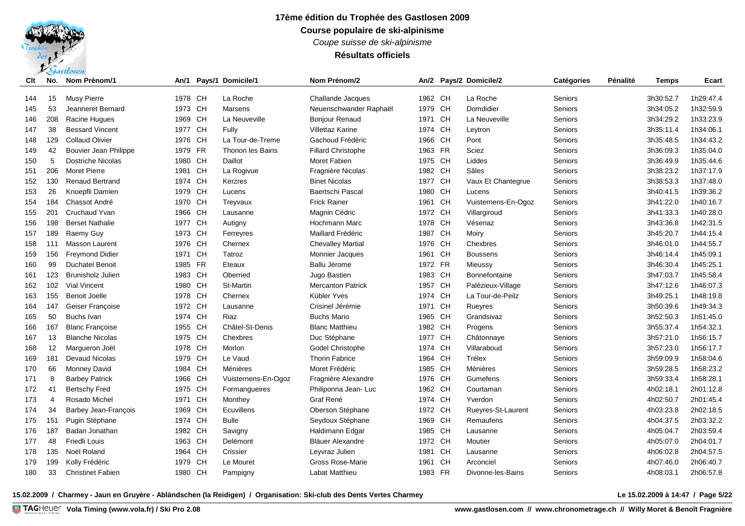# 17ème édition du Trophée des Gastlosen 2009

## Course populaire de ski-alpinisme

*Coupe suisse de ski-alpinisme*

**Résultats officiels**

| Clt | No. | Nom Prénom/1 | An/1 | Pays/1 | Domicile/1 | Nom Prénom/2 | An/2 | Pays/2 | Domicile/2 | Catégories | Pénalité | Temps | Ecart |
|---|---|---|---|---|---|---|---|---|---|---|---|---|---|
| 144 | 15 | Musy Pierre | 1978 | CH | La Roche | Challande Jacques | 1962 | CH | La Roche | Seniors | | 3h30:52.7 | 1h29:47.4 |
| 145 | 53 | Jeanneret Bernard | 1973 | CH | Marsens | Neuenschwander Raphaël | 1979 | CH | Domdidier | Seniors | | 3h34:05.2 | 1h32:59.9 |
| 146 | 208 | Racine Hugues | 1969 | CH | La Neuveville | Bonjour Renaud | 1971 | CH | La Neuveville | Seniors | | 3h34:29.2 | 1h33:23.9 |
| 147 | 38 | Bessard Vincent | 1977 | CH | Fully | Villettaz Karine | 1974 | CH | Leytron | Seniors | | 3h35:11.4 | 1h34:06.1 |
| 148 | 129 | Collaud Olivier | 1976 | CH | La Tour-de-Treme | Gachoud Frédéric | 1966 | CH | Pont | Seniors | | 3h35:48.5 | 1h34:43.2 |
| 149 | 42 | Bouvier Jean Philippe | 1979 | FR | Thonon les Bains | Fillard Christophe | 1963 | FR | Sciez | Seniors | | 3h36:09.3 | 1h35:04.0 |
| 150 | 5 | Dostriche Nicolas | 1980 | CH | Daillot | Moret Fabien | 1975 | CH | Liddes | Seniors | | 3h36:49.9 | 1h35:44.6 |
| 151 | 206 | Moret Pierre | 1981 | CH | La Rogivue | Fragnière Nicolas | 1982 | CH | Sâles | Seniors | | 3h38:23.2 | 1h37:17.9 |
| 152 | 130 | Renaud Bertrand | 1974 | CH | Kerzres | Binet Nicolas | 1977 | CH | Vaux Et Chantegrue | Seniors | | 3h38:53.3 | 1h37:48.0 |
| 153 | 26 | Knoepfli Damien | 1979 | CH | Lucens | Baertschi Pascal | 1980 | CH | Lucens | Seniors | | 3h40:41.5 | 1h39:36.2 |
| 154 | 184 | Chassot André | 1970 | CH | Treyvaux | Frick Rainer | 1961 | CH | Vuisternens-En-Ogoz | Seniors | | 3h41:22.0 | 1h40:16.7 |
| 155 | 201 | Cruchaud Yvan | 1966 | CH | Lausanne | Magnin Cédric | 1972 | CH | Villargiroud | Seniors | | 3h41:33.3 | 1h40:28.0 |
| 156 | 198 | Berset Nathalie | 1977 | CH | Autigny | Hochmann Marc | 1978 | CH | Vésenaz | Seniors | | 3h43:36.8 | 1h42:31.5 |
| 157 | 189 | Raemy Guy | 1973 | CH | Ferreyres | Maillard Frédéric | 1987 | CH | Moiry | Seniors | | 3h45:20.7 | 1h44:15.4 |
| 158 | 111 | Masson Laurent | 1976 | CH | Chernex | Chevalley Martial | 1976 | CH | Chexbres | Seniors | | 3h46:01.0 | 1h44:55.7 |
| 159 | 156 | Freymond Didier | 1971 | CH | Tatroz | Monnier Jacques | 1961 | CH | Boussens | Seniors | | 3h46:14.4 | 1h45:09.1 |
| 160 | 99 | Duchatel Benoit | 1985 | FR | Eteaux | Ballu Jérome | 1972 | FR | Mieussy | Seniors | | 3h46:30.4 | 1h45:25.1 |
| 161 | 123 | Brunisholz Julien | 1983 | CH | Oberried | Jugo Bastien | 1983 | CH | Bonnefontaine | Seniors | | 3h47:03.7 | 1h45:58.4 |
| 162 | 102 | Vial Vincent | 1980 | CH | St-Martin | Mercanton Patrick | 1957 | CH | Palézieux-Village | Seniors | | 3h47:12.6 | 1h46:07.3 |
| 163 | 155 | Benoit Joelle | 1978 | CH | Chernex | Kübler Yves | 1974 | CH | La Tour-de-Peilz | Seniors | | 3h49:25.1 | 1h48:19.8 |
| 164 | 147 | Geiser Françoise | 1972 | CH | Lausanne | Crisinel Jérémie | 1971 | CH | Rueyres | Seniors | | 3h50:39.6 | 1h49:34.3 |
| 165 | 50 | Buchs Ivan | 1974 | CH | Riaz | Buchs Mario | 1965 | CH | Grandsivaz | Seniors | | 3h52:50.3 | 1h51:45.0 |
| 166 | 167 | Blanc Françoise | 1955 | CH | Châtel-St-Denis | Blanc Matthieu | 1982 | CH | Progens | Seniors | | 3h55:37.4 | 1h54:32.1 |
| 167 | 13 | Blanche Nicolas | 1975 | CH | Chexbres | Duc Stéphane | 1977 | CH | Châtonnaye | Seniors | | 3h57:21.0 | 1h56:15.7 |
| 168 | 12 | Margueron Joël | 1978 | CH | Morlon | Godel Christophe | 1974 | CH | Villaraboud | Seniors | | 3h57:23.0 | 1h56:17.7 |
| 169 | 181 | Devaud Nicolas | 1979 | CH | Le Vaud | Thorin Fabrice | 1964 | CH | Trélex | Seniors | | 3h59:09.9 | 1h58:04.6 |
| 170 | 66 | Monney David | 1984 | CH | Ménières | Moret Frédéric | 1985 | CH | Ménières | Seniors | | 3h59:28.5 | 1h58:23.2 |
| 171 | 8 | Barbey Patrick | 1966 | CH | Vuisternens-En-Ogoz | Fragnière Alexandre | 1976 | CH | Gumefens | Seniors | | 3h59:33.4 | 1h58:28.1 |
| 172 | 41 | Bertschy Fred | 1975 | CH | Formangueires | Philiponna Jean- Luc | 1962 | CH | Courtaman | Seniors | | 4h02:18.1 | 2h01:12.8 |
| 173 | 4 | Rosado Michel | 1971 | CH | Monthey | Graf René | 1974 | CH | Yverdon | Seniors | | 4h02:50.7 | 2h01:45.4 |
| 174 | 34 | Barbey Jean-François | 1969 | CH | Ecuvillens | Oberson Stéphane | 1972 | CH | Rueyres-St-Laurent | Seniors | | 4h03:23.8 | 2h02:18.5 |
| 175 | 151 | Pugin Stéphane | 1974 | CH | Bulle | Seydoux Stéphane | 1969 | CH | Remaufens | Seniors | | 4h04:37.5 | 2h03:32.2 |
| 176 | 187 | Badan Jonathan | 1982 | CH | Savigny | Haldimann Edgar | 1985 | CH | Lausanne | Seniors | | 4h05:04.7 | 2h03:59.4 |
| 177 | 48 | Friedli Louis | 1963 | CH | Delémont | Bläuer Alexandre | 1972 | CH | Moutier | Seniors | | 4h05:07.0 | 2h04:01.7 |
| 178 | 135 | Noël Roland | 1964 | CH | Crissier | Leyvraz Julien | 1981 | CH | Lausanne | Seniors | | 4h06:02.8 | 2h04:57.5 |
| 179 | 199 | Kolly Frédéric | 1979 | CH | Le Mouret | Gross Rose-Marie | 1961 | CH | Arconciel | Seniors | | 4h07:46.0 | 2h06:40.7 |
| 180 | 33 | Christinet Fabien | 1980 | CH | Pampigny | Labat Matthieu | 1983 | FR | Divonne-les-Bains | Seniors | | 4h08:03.1 | 2h06:57.8 |

**15.02.2009 / Charmey - Jaun en Gruyère - Abländschen (la Reidigen) / Organisation: Ski-club des Dents Vertes Charmey**

**Le 15.02.2009 à 14:47**

**Vola Timing (www.vola.fr) / Ski Pro 2.08**

**www.gastlosen.com // www.chronometrage.ch // Willy Moret & Benoît Fragnière**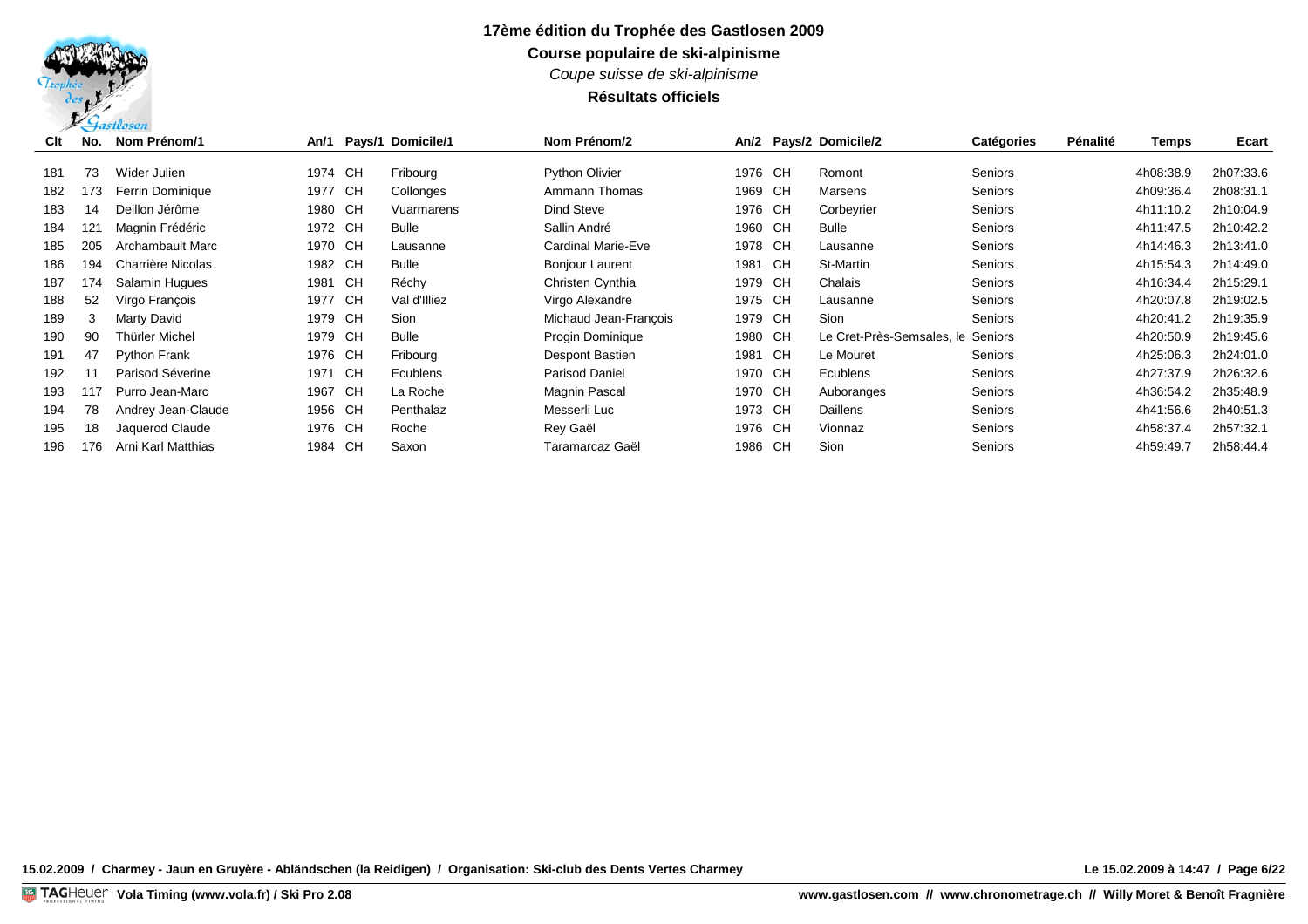# 17ème édition du Trophée des Gastlosen 2009

## Course populaire de ski-alpinisme

*Coupe suisse de ski-alpinisme*

**Résultats officiels**

| Clt | No. | Nom Prénom/1 | An/1 | Pays/1 | Domicile/1 | Nom Prénom/2 | An/2 | Pays/2 | Domicile/2 | Catégories | Pénalité | Temps | Ecart |
|---|---|---|---|---|---|---|---|---|---|---|---|---|---|
| 181 | 73 | Wider Julien | 1974 | CH | Fribourg | Python Olivier | 1976 | CH | Romont | Seniors | | 4h08:38.9 | 2h07:33.6 |
| 182 | 173 | Ferrin Dominique | 1977 | CH | Collonges | Ammann Thomas | 1969 | CH | Marsens | Seniors | | 4h09:36.4 | 2h08:31.1 |
| 183 | 14 | Deillon Jérôme | 1980 | CH | Vuarmarens | Dind Steve | 1976 | CH | Corbeyrier | Seniors | | 4h11:10.2 | 2h10:04.9 |
| 184 | 121 | Magnin Frédéric | 1972 | CH | Bulle | Sallin André | 1960 | CH | Bulle | Seniors | | 4h11:47.5 | 2h10:42.2 |
| 185 | 205 | Archambault Marc | 1970 | CH | Lausanne | Cardinal Marie-Eve | 1978 | CH | Lausanne | Seniors | | 4h14:46.3 | 2h13:41.0 |
| 186 | 194 | Charrière Nicolas | 1982 | CH | Bulle | Bonjour Laurent | 1981 | CH | St-Martin | Seniors | | 4h15:54.3 | 2h14:49.0 |
| 187 | 174 | Salamin Hugues | 1981 | CH | Réchy | Christen Cynthia | 1979 | CH | Chalais | Seniors | | 4h16:34.4 | 2h15:29.1 |
| 188 | 52 | Virgo François | 1977 | CH | Val d'Illiez | Virgo Alexandre | 1975 | CH | Lausanne | Seniors | | 4h20:07.8 | 2h19:02.5 |
| 189 | 3 | Marty David | 1979 | CH | Sion | Michaud Jean-François | 1979 | CH | Sion | Seniors | | 4h20:41.2 | 2h19:35.9 |
| 190 | 90 | Thürler Michel | 1979 | CH | Bulle | Progin Dominique | 1980 | CH | Le Cret-Près-Semsales, le | Seniors | | 4h20:50.9 | 2h19:45.6 |
| 191 | 47 | Python Frank | 1976 | CH | Fribourg | Despont Bastien | 1981 | CH | Le Mouret | Seniors | | 4h25:06.3 | 2h24:01.0 |
| 192 | 11 | Parisod Séverine | 1971 | CH | Ecublens | Parisod Daniel | 1970 | CH | Ecublens | Seniors | | 4h27:37.9 | 2h26:32.6 |
| 193 | 117 | Purro Jean-Marc | 1967 | CH | La Roche | Magnin Pascal | 1970 | CH | Auboranges | Seniors | | 4h36:54.2 | 2h35:48.9 |
| 194 | 78 | Andrey Jean-Claude | 1956 | CH | Penthalaz | Messerli Luc | 1973 | CH | Daillens | Seniors | | 4h41:56.6 | 2h40:51.3 |
| 195 | 18 | Jaquerod Claude | 1976 | CH | Roche | Rey Gaël | 1976 | CH | Vionnaz | Seniors | | 4h58:37.4 | 2h57:32.1 |
| 196 | 176 | Arni Karl Matthias | 1984 | CH | Saxon | Taramarcaz Gaël | 1986 | CH | Sion | Seniors | | 4h59:49.7 | 2h58:44.4 |

**15.02.2009 / Charmey - Jaun en Gruyère - Abländschen (la Reidigen) / Organisation: Ski-club des Dents Vertes Charmey**

**Le 15.02.2009 à 14:47**

TAGHeuer **Vola Timing (www.vola.fr) / Ski Pro 2.08**

**www.gastlosen.com // www.chronometrage.ch // Willy Moret & Benoît Fragnière**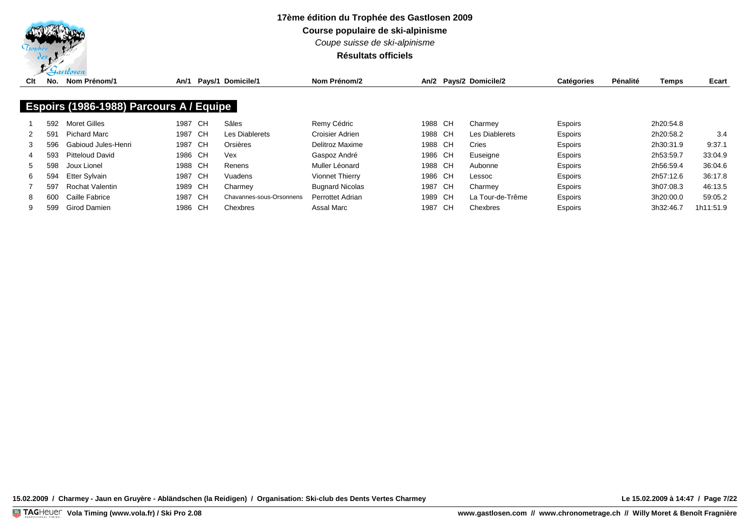# 17ème édition du Trophée des Gastlosen 2009

**Course populaire de ski-alpinisme**

*Coupe suisse de ski-alpinisme*

**Résultats officiels**

## Espoirs (1986-1988) Parcours A / Equipe

| Clt | No. | Nom Prénom/1 | An/1 | Pays/1 | Domicile/1 | Nom Prénom/2 | An/2 | Pays/2 | Domicile/2 | Catégories | Pénalité | Temps | Ecart |
|---|---|---|---|---|---|---|---|---|---|---|---|---|---|
| 1 | 592 | Moret Gilles | 1987 | CH | Sâles | Remy Cédric | 1988 | CH | Charmey | Espoirs | | 2h20:54.8 | |
| 2 | 591 | Pichard Marc | 1987 | CH | Les Diablerets | Croisier Adrien | 1988 | CH | Les Diablerets | Espoirs | | 2h20:58.2 | 3.4 |
| 3 | 596 | Gabioud Jules-Henri | 1987 | CH | Orsières | Delitroz Maxime | 1988 | CH | Cries | Espoirs | | 2h30:31.9 | 9:37.1 |
| 4 | 593 | Pitteloud David | 1986 | CH | Vex | Gaspoz André | 1986 | CH | Euseigne | Espoirs | | 2h53:59.7 | 33:04.9 |
| 5 | 598 | Joux Lionel | 1988 | CH | Renens | Muller Léonard | 1988 | CH | Aubonne | Espoirs | | 2h56:59.4 | 36:04.6 |
| 6 | 594 | Etter Sylvain | 1987 | CH | Vuadens | Vionnet Thierry | 1986 | CH | Lessoc | Espoirs | | 2h57:12.6 | 36:17.8 |
| 7 | 597 | Rochat Valentin | 1989 | CH | Charmey | Bugnard Nicolas | 1987 | CH | Charmey | Espoirs | | 3h07:08.3 | 46:13.5 |
| 8 | 600 | Caille Fabrice | 1987 | CH | Chavannes-sous-Orsonnens | Perrottet Adrian | 1989 | CH | La Tour-de-Trême | Espoirs | | 3h20:00.0 | 59:05.2 |
| 9 | 599 | Girod Damien | 1986 | CH | Chexbres | Assal Marc | 1987 | CH | Chexbres | Espoirs | | 3h32:46.7 | 1h11:51.9 |

15.02.2009 / Charmey - Jaun en Gruyère - Abländschen (la Reidigen) / Organisation: Ski-club des Dents Vertes Charmey

Le 15.02.2009 à 14:47

Vola Timing (www.vola.fr) / Ski Pro 2.08

www.gastlosen.com // www.chronometrage.ch // Willy Moret & Benoît Fragnière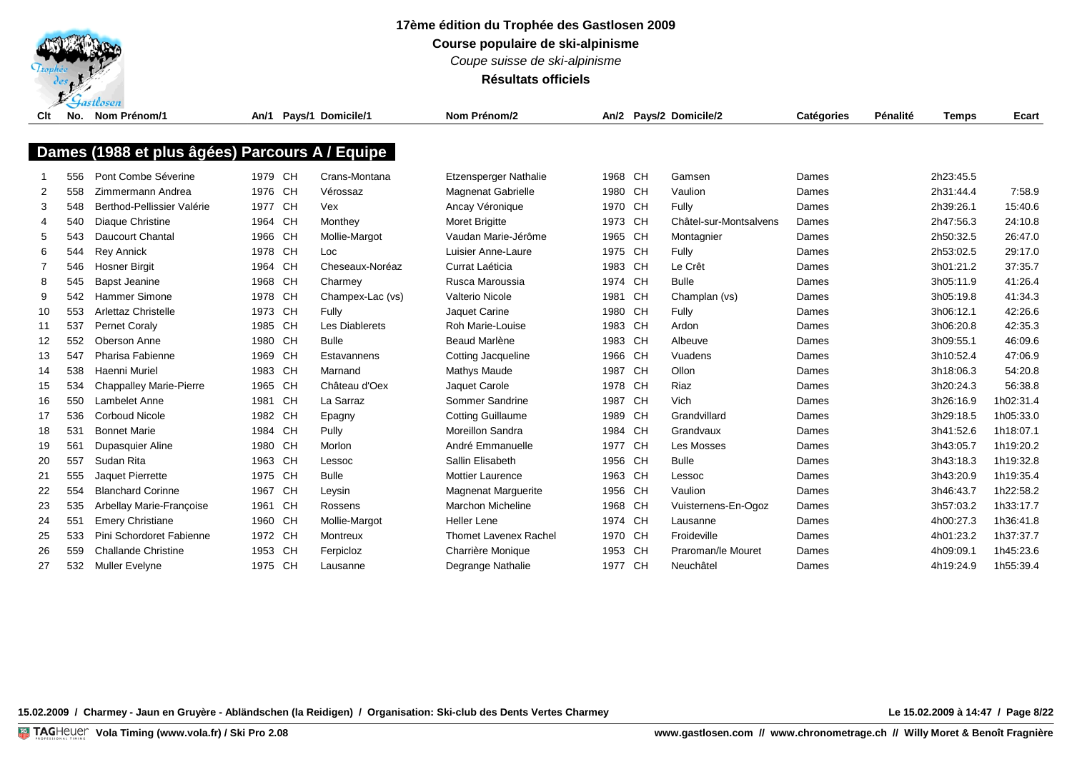**17ème édition du Trophée des Gastlosen 2009**

**Course populaire de ski-alpinisme**

*Coupe suisse de ski-alpinisme*

**Résultats officiels**

## Dames (1988 et plus âgées) Parcours A / Equipe

| Clt | No. | Nom Prénom/1 | An/1 | Pays/1 | Domicile/1 | Nom Prénom/2 | An/2 | Pays/2 | Domicile/2 | Catégories | Pénalité | Temps | Ecart |
|---|---|---|---|---|---|---|---|---|---|---|---|---|---|
| 1 | 556 | Pont Combe Séverine | 1979 | CH | Crans-Montana | Etzensperger Nathalie | 1968 | CH | Gamsen | Dames | | 2h23:45.5 | |
| 2 | 558 | Zimmermann Andrea | 1976 | CH | Vérossaz | Magnenat Gabrielle | 1980 | CH | Vaulion | Dames | | 2h31:44.4 | 7:58.9 |
| 3 | 548 | Berthod-Pellissier Valérie | 1977 | CH | Vex | Ancay Véronique | 1970 | CH | Fully | Dames | | 2h39:26.1 | 15:40.6 |
| 4 | 540 | Diaque Christine | 1964 | CH | Monthey | Moret Brigitte | 1973 | CH | Châtel-sur-Montsalvens | Dames | | 2h47:56.3 | 24:10.8 |
| 5 | 543 | Daucourt Chantal | 1966 | CH | Mollie-Margot | Vaudan Marie-Jérôme | 1965 | CH | Montagnier | Dames | | 2h50:32.5 | 26:47.0 |
| 6 | 544 | Rey Annick | 1978 | CH | Loc | Luisier Anne-Laure | 1975 | CH | Fully | Dames | | 2h53:02.5 | 29:17.0 |
| 7 | 546 | Hosner Birgit | 1964 | CH | Cheseaux-Noréaz | Currat Laéticia | 1983 | CH | Le Crêt | Dames | | 3h01:21.2 | 37:35.7 |
| 8 | 545 | Bapst Jeanine | 1968 | CH | Charmey | Rusca Maroussia | 1974 | CH | Bulle | Dames | | 3h05:11.9 | 41:26.4 |
| 9 | 542 | Hammer Simone | 1978 | CH | Champex-Lac (vs) | Valterio Nicole | 1981 | CH | Champlan (vs) | Dames | | 3h05:19.8 | 41:34.3 |
| 10 | 553 | Arlettaz Christelle | 1973 | CH | Fully | Jaquet Carine | 1980 | CH | Fully | Dames | | 3h06:12.1 | 42:26.6 |
| 11 | 537 | Pernet Coraly | 1985 | CH | Les Diablerets | Roh Marie-Louise | 1983 | CH | Ardon | Dames | | 3h06:20.8 | 42:35.3 |
| 12 | 552 | Oberson Anne | 1980 | CH | Bulle | Beaud Marlène | 1983 | CH | Albeuve | Dames | | 3h09:55.1 | 46:09.6 |
| 13 | 547 | Pharisa Fabienne | 1969 | CH | Estavannens | Cotting Jacqueline | 1966 | CH | Vuadens | Dames | | 3h10:52.4 | 47:06.9 |
| 14 | 538 | Haenni Muriel | 1983 | CH | Marnand | Mathys Maude | 1987 | CH | Ollon | Dames | | 3h18:06.3 | 54:20.8 |
| 15 | 534 | Chappalley Marie-Pierre | 1965 | CH | Château d'Oex | Jaquet Carole | 1978 | CH | Riaz | Dames | | 3h20:24.3 | 56:38.8 |
| 16 | 550 | Lambelet Anne | 1981 | CH | La Sarraz | Sommer Sandrine | 1987 | CH | Vich | Dames | | 3h26:16.9 | 1h02:31.4 |
| 17 | 536 | Corboud Nicole | 1982 | CH | Epagny | Cotting Guillaume | 1989 | CH | Grandvillard | Dames | | 3h29:18.5 | 1h05:33.0 |
| 18 | 531 | Bonnet Marie | 1984 | CH | Pully | Moreillon Sandra | 1984 | CH | Grandvaux | Dames | | 3h41:52.6 | 1h18:07.1 |
| 19 | 561 | Dupasquier Aline | 1980 | CH | Morlon | André Emmanuelle | 1977 | CH | Les Mosses | Dames | | 3h43:05.7 | 1h19:20.2 |
| 20 | 557 | Sudan Rita | 1963 | CH | Lessoc | Sallin Elisabeth | 1956 | CH | Bulle | Dames | | 3h43:18.3 | 1h19:32.8 |
| 21 | 555 | Jaquet Pierrette | 1975 | CH | Bulle | Mottier Laurence | 1963 | CH | Lessoc | Dames | | 3h43:20.9 | 1h19:35.4 |
| 22 | 554 | Blanchard Corinne | 1967 | CH | Leysin | Magnenat Marguerite | 1956 | CH | Vaulion | Dames | | 3h46:43.7 | 1h22:58.2 |
| 23 | 535 | Arbellay Marie-Françoise | 1961 | CH | Rossens | Marchon Micheline | 1968 | CH | Vuisternens-En-Ogoz | Dames | | 3h57:03.2 | 1h33:17.7 |
| 24 | 551 | Emery Christiane | 1960 | CH | Mollie-Margot | Heller Lene | 1974 | CH | Lausanne | Dames | | 4h00:27.3 | 1h36:41.8 |
| 25 | 533 | Pini Schordoret Fabienne | 1972 | CH | Montreux | Thomet Lavenex Rachel | 1970 | CH | Froideville | Dames | | 4h01:23.2 | 1h37:37.7 |
| 26 | 559 | Challande Christine | 1953 | CH | Ferpicloz | Charrière Monique | 1953 | CH | Praroman/le Mouret | Dames | | 4h09:09.1 | 1h45:23.6 |
| 27 | 532 | Muller Evelyne | 1975 | CH | Lausanne | Degrange Nathalie | 1977 | CH | Neuchâtel | Dames | | 4h19:24.9 | 1h55:39.4 |

15.02.2009 / Charmey - Jaun en Gruyère - Abländschen (la Reidigen) / Organisation: Ski-club des Dents Vertes Charmey

Le 15.02.2009 à 14:47

Vola Timing (www.vola.fr) / Ski Pro 2.08

www.gastlosen.com // www.chronometrage.ch // Willy Moret & Benoît Fragnière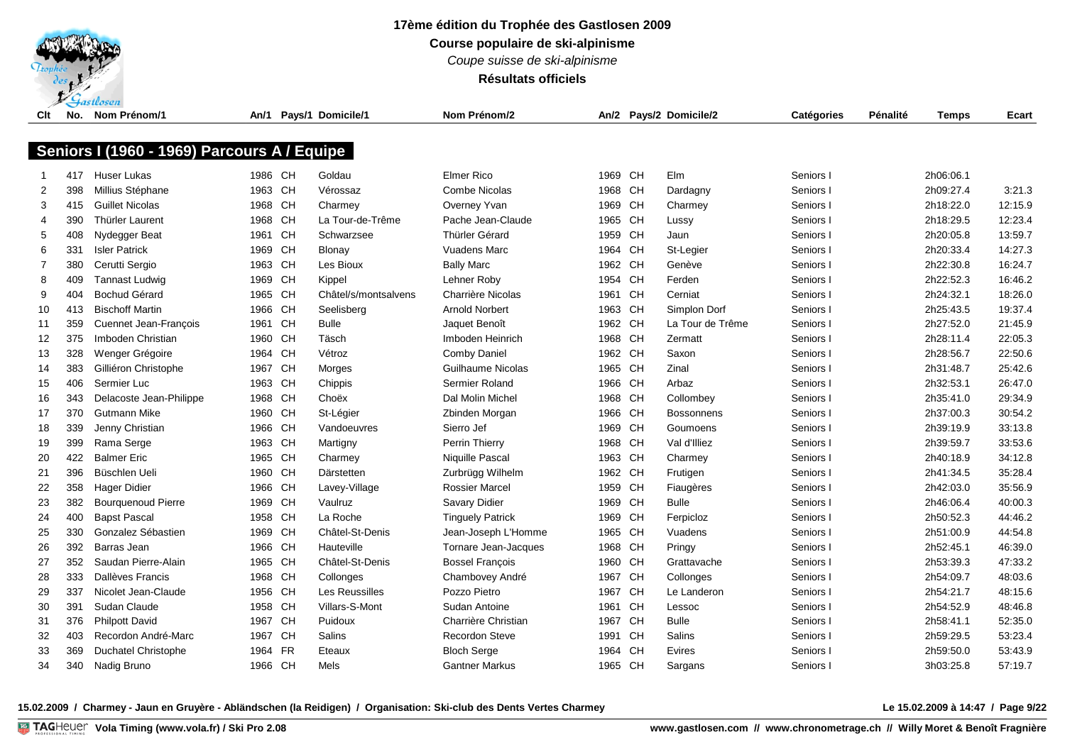# 17ème édition du Trophée des Gastlosen 2009

**Course populaire de ski-alpinisme**

*Coupe suisse de ski-alpinisme*

**Résultats officiels**

## Seniors I (1960 - 1969) Parcours A / Equipe

| Clt | No. | Nom Prénom/1 | An/1 | Pays/1 | Domicile/1 | Nom Prénom/2 | An/2 | Pays/2 | Domicile/2 | Catégories | Pénalité | Temps | Ecart |
|---|---|---|---|---|---|---|---|---|---|---|---|---|---|
| 1 | 417 | Huser Lukas | 1986 | CH | Goldau | Elmer Rico | 1969 | CH | Elm | Seniors I | | 2h06:06.1 | |
| 2 | 398 | Millius Stéphane | 1963 | CH | Vérossaz | Combe Nicolas | 1968 | CH | Dardagny | Seniors I | | 2h09:27.4 | 3:21.3 |
| 3 | 415 | Guillet Nicolas | 1968 | CH | Charmey | Overney Yvan | 1969 | CH | Charmey | Seniors I | | 2h18:22.0 | 12:15.9 |
| 4 | 390 | Thürler Laurent | 1968 | CH | La Tour-de-Trême | Pache Jean-Claude | 1965 | CH | Lussy | Seniors I | | 2h18:29.5 | 12:23.4 |
| 5 | 408 | Nydegger Beat | 1961 | CH | Schwarzsee | Thürler Gérard | 1959 | CH | Jaun | Seniors I | | 2h20:05.8 | 13:59.7 |
| 6 | 331 | Isler Patrick | 1969 | CH | Blonay | Vuadens Marc | 1964 | CH | St-Legier | Seniors I | | 2h20:33.4 | 14:27.3 |
| 7 | 380 | Cerutti Sergio | 1963 | CH | Les Bioux | Bally Marc | 1962 | CH | Genève | Seniors I | | 2h22:30.8 | 16:24.7 |
| 8 | 409 | Tannast Ludwig | 1969 | CH | Kippel | Lehner Roby | 1954 | CH | Ferden | Seniors I | | 2h22:52.3 | 16:46.2 |
| 9 | 404 | Bochud Gérard | 1965 | CH | Châtel/s/montsalvens | Charrière Nicolas | 1961 | CH | Cerniat | Seniors I | | 2h24:32.1 | 18:26.0 |
| 10 | 413 | Bischoff Martin | 1966 | CH | Seelisberg | Arnold Norbert | 1963 | CH | Simplon Dorf | Seniors I | | 2h25:43.5 | 19:37.4 |
| 11 | 359 | Cuennet Jean-François | 1961 | CH | Bulle | Jaquet Benoît | 1962 | CH | La Tour de Trême | Seniors I | | 2h27:52.0 | 21:45.9 |
| 12 | 375 | Imboden Christian | 1960 | CH | Täsch | Imboden Heinrich | 1968 | CH | Zermatt | Seniors I | | 2h28:11.4 | 22:05.3 |
| 13 | 328 | Wenger Grégoire | 1964 | CH | Vétroz | Comby Daniel | 1962 | CH | Saxon | Seniors I | | 2h28:56.7 | 22:50.6 |
| 14 | 383 | Gilliéron Christophe | 1967 | CH | Morges | Guilhaume Nicolas | 1965 | CH | Zinal | Seniors I | | 2h31:48.7 | 25:42.6 |
| 15 | 406 | Sermier Luc | 1963 | CH | Chippis | Sermier Roland | 1966 | CH | Arbaz | Seniors I | | 2h32:53.1 | 26:47.0 |
| 16 | 343 | Delacoste Jean-Philippe | 1968 | CH | Choëx | Dal Molin Michel | 1968 | CH | Collombey | Seniors I | | 2h35:41.0 | 29:34.9 |
| 17 | 370 | Gutmann Mike | 1960 | CH | St-Légier | Zbinden Morgan | 1966 | CH | Bossonnens | Seniors I | | 2h37:00.3 | 30:54.2 |
| 18 | 339 | Jenny Christian | 1966 | CH | Vandoeuvres | Sierro Jef | 1969 | CH | Goumoens | Seniors I | | 2h39:19.9 | 33:13.8 |
| 19 | 399 | Rama Serge | 1963 | CH | Martigny | Perrin Thierry | 1968 | CH | Val d'Illiez | Seniors I | | 2h39:59.7 | 33:53.6 |
| 20 | 422 | Balmer Eric | 1965 | CH | Charmey | Niquille Pascal | 1963 | CH | Charmey | Seniors I | | 2h40:18.9 | 34:12.8 |
| 21 | 396 | Büschlen Ueli | 1960 | CH | Därstetten | Zurbrügg Wilhelm | 1962 | CH | Frutigen | Seniors I | | 2h41:34.5 | 35:28.4 |
| 22 | 358 | Hager Didier | 1966 | CH | Lavey-Village | Rossier Marcel | 1959 | CH | Fiaugères | Seniors I | | 2h42:03.0 | 35:56.9 |
| 23 | 382 | Bourquenoud Pierre | 1969 | CH | Vaulruz | Savary Didier | 1969 | CH | Bulle | Seniors I | | 2h46:06.4 | 40:00.3 |
| 24 | 400 | Bapst Pascal | 1958 | CH | La Roche | Tinguely Patrick | 1969 | CH | Ferpicloz | Seniors I | | 2h50:52.3 | 44:46.2 |
| 25 | 330 | Gonzalez Sébastien | 1969 | CH | Châtel-St-Denis | Jean-Joseph L'Homme | 1965 | CH | Vuadens | Seniors I | | 2h51:00.9 | 44:54.8 |
| 26 | 392 | Barras Jean | 1966 | CH | Hauteville | Tornare Jean-Jacques | 1968 | CH | Pringy | Seniors I | | 2h52:45.1 | 46:39.0 |
| 27 | 352 | Saudan Pierre-Alain | 1965 | CH | Châtel-St-Denis | Bossel François | 1960 | CH | Grattavache | Seniors I | | 2h53:39.3 | 47:33.2 |
| 28 | 333 | Dallèves Francis | 1968 | CH | Collonges | Chambovey André | 1967 | CH | Collonges | Seniors I | | 2h54:09.7 | 48:03.6 |
| 29 | 337 | Nicolet Jean-Claude | 1956 | CH | Les Reussilles | Pozzo Pietro | 1967 | CH | Le Landeron | Seniors I | | 2h54:21.7 | 48:15.6 |
| 30 | 391 | Sudan Claude | 1958 | CH | Villars-S-Mont | Sudan Antoine | 1961 | CH | Lessoc | Seniors I | | 2h54:52.9 | 48:46.8 |
| 31 | 376 | Philpott David | 1967 | CH | Puidoux | Charrière Christian | 1967 | CH | Bulle | Seniors I | | 2h58:41.1 | 52:35.0 |
| 32 | 403 | Recordon André-Marc | 1967 | CH | Salins | Recordon Steve | 1991 | CH | Salins | Seniors I | | 2h59:29.5 | 53:23.4 |
| 33 | 369 | Duchatel Christophe | 1964 | FR | Eteaux | Bloch Serge | 1964 | CH | Evires | Seniors I | | 2h59:50.0 | 53:43.9 |
| 34 | 340 | Nadig Bruno | 1966 | CH | Mels | Gantner Markus | 1965 | CH | Sargans | Seniors I | | 3h03:25.8 | 57:19.7 |

**15.02.2009 / Charmey - Jaun en Gruyère - Abländschen (la Reidigen) / Organisation: Ski-club des Dents Vertes Charmey**

**Le 15.02.2009 à 14:47**

**Vola Timing (www.vola.fr) / Ski Pro 2.08**

**www.gastlosen.com // www.chronometrage.ch // Willy Moret & Benoît Fragnière**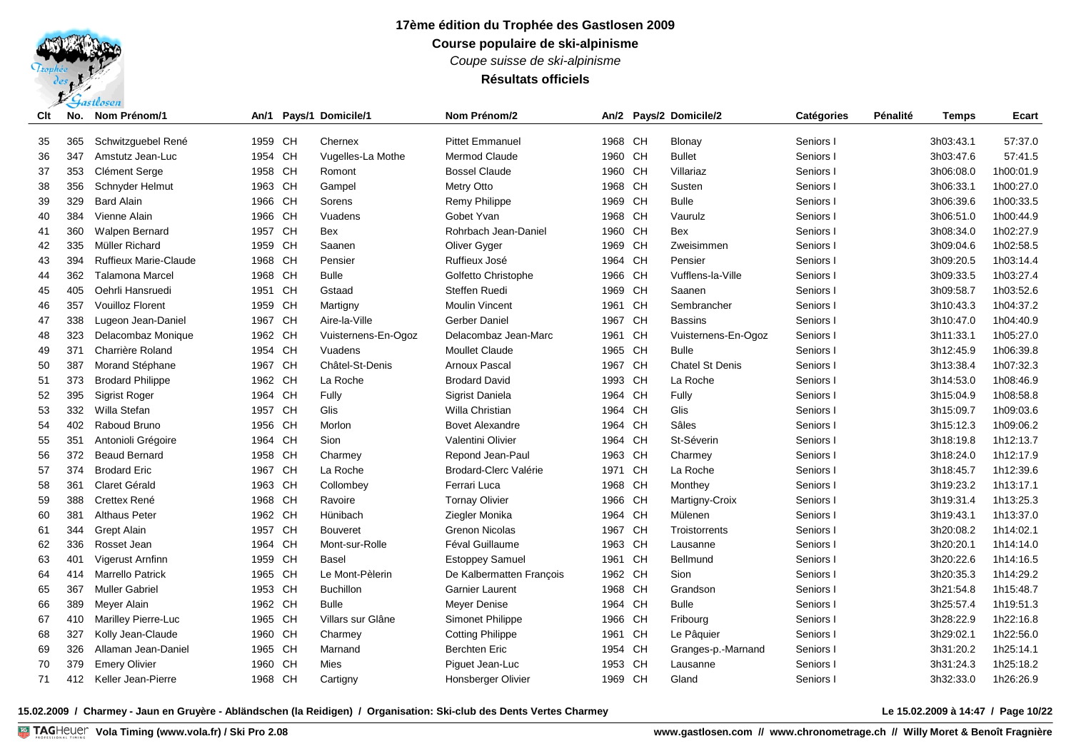# 17ème édition du Trophée des Gastlosen 2009

## Course populaire de ski-alpinisme

*Coupe suisse de ski-alpinisme*

**Résultats officiels**

| Clt | No. | Nom Prénom/1 | An/1 | Pays/1 | Domicile/1 | Nom Prénom/2 | An/2 | Pays/2 | Domicile/2 | Catégories | Pénalité | Temps | Ecart |
|---|---|---|---|---|---|---|---|---|---|---|---|---|---|
| 35 | 365 | Schwitzguebel René | 1959 | CH | Chernex | Pittet Emmanuel | 1968 | CH | Blonay | Seniors I | | 3h03:43.1 | 57:37.0 |
| 36 | 347 | Amstutz Jean-Luc | 1954 | CH | Vugelles-La Mothe | Mermod Claude | 1960 | CH | Bullet | Seniors I | | 3h03:47.6 | 57:41.5 |
| 37 | 353 | Clément Serge | 1958 | CH | Romont | Bossel Claude | 1960 | CH | Villariaz | Seniors I | | 3h06:08.0 | 1h00:01.9 |
| 38 | 356 | Schnyder Helmut | 1963 | CH | Gampel | Metry Otto | 1968 | CH | Susten | Seniors I | | 3h06:33.1 | 1h00:27.0 |
| 39 | 329 | Bard Alain | 1966 | CH | Sorens | Remy Philippe | 1969 | CH | Bulle | Seniors I | | 3h06:39.6 | 1h00:33.5 |
| 40 | 384 | Vienne Alain | 1966 | CH | Vuadens | Gobet Yvan | 1968 | CH | Vaurulz | Seniors I | | 3h06:51.0 | 1h00:44.9 |
| 41 | 360 | Walpen Bernard | 1957 | CH | Bex | Rohrbach Jean-Daniel | 1960 | CH | Bex | Seniors I | | 3h08:34.0 | 1h02:27.9 |
| 42 | 335 | Müller Richard | 1959 | CH | Saanen | Oliver Gyger | 1969 | CH | Zweisimmen | Seniors I | | 3h09:04.6 | 1h02:58.5 |
| 43 | 394 | Ruffieux Marie-Claude | 1968 | CH | Pensier | Ruffieux José | 1964 | CH | Pensier | Seniors I | | 3h09:20.5 | 1h03:14.4 |
| 44 | 362 | Talamona Marcel | 1968 | CH | Bulle | Golfetto Christophe | 1966 | CH | Vufflens-la-Ville | Seniors I | | 3h09:33.5 | 1h03:27.4 |
| 45 | 405 | Oehrli Hansruedi | 1951 | CH | Gstaad | Steffen Ruedi | 1969 | CH | Saanen | Seniors I | | 3h09:58.7 | 1h03:52.6 |
| 46 | 357 | Vouilloz Florent | 1959 | CH | Martigny | Moulin Vincent | 1961 | CH | Sembrancher | Seniors I | | 3h10:43.3 | 1h04:37.2 |
| 47 | 338 | Lugeon Jean-Daniel | 1967 | CH | Aire-la-Ville | Gerber Daniel | 1967 | CH | Bassins | Seniors I | | 3h10:47.0 | 1h04:40.9 |
| 48 | 323 | Delacombaz Monique | 1962 | CH | Vuisternens-En-Ogoz | Delacombaz Jean-Marc | 1961 | CH | Vuisternens-En-Ogoz | Seniors I | | 3h11:33.1 | 1h05:27.0 |
| 49 | 371 | Charrière Roland | 1954 | CH | Vuadens | Moullet Claude | 1965 | CH | Bulle | Seniors I | | 3h12:45.9 | 1h06:39.8 |
| 50 | 387 | Morand Stéphane | 1967 | CH | Châtel-St-Denis | Arnoux Pascal | 1967 | CH | Chatel St Denis | Seniors I | | 3h13:38.4 | 1h07:32.3 |
| 51 | 373 | Brodard Philippe | 1962 | CH | La Roche | Brodard David | 1993 | CH | La Roche | Seniors I | | 3h14:53.0 | 1h08:46.9 |
| 52 | 395 | Sigrist Roger | 1964 | CH | Fully | Sigrist Daniela | 1964 | CH | Fully | Seniors I | | 3h15:04.9 | 1h08:58.8 |
| 53 | 332 | Willa Stefan | 1957 | CH | Glis | Willa Christian | 1964 | CH | Glis | Seniors I | | 3h15:09.7 | 1h09:03.6 |
| 54 | 402 | Raboud Bruno | 1956 | CH | Morlon | Bovet Alexandre | 1964 | CH | Sâles | Seniors I | | 3h15:12.3 | 1h09:06.2 |
| 55 | 351 | Antonioli Grégoire | 1964 | CH | Sion | Valentini Olivier | 1964 | CH | St-Séverin | Seniors I | | 3h18:19.8 | 1h12:13.7 |
| 56 | 372 | Beaud Bernard | 1958 | CH | Charmey | Repond Jean-Paul | 1963 | CH | Charmey | Seniors I | | 3h18:24.0 | 1h12:17.9 |
| 57 | 374 | Brodard Eric | 1967 | CH | La Roche | Brodard-Clerc Valérie | 1971 | CH | La Roche | Seniors I | | 3h18:45.7 | 1h12:39.6 |
| 58 | 361 | Claret Gérald | 1963 | CH | Collombey | Ferrari Luca | 1968 | CH | Monthey | Seniors I | | 3h19:23.2 | 1h13:17.1 |
| 59 | 388 | Crettex René | 1968 | CH | Ravoire | Tornay Olivier | 1966 | CH | Martigny-Croix | Seniors I | | 3h19:31.4 | 1h13:25.3 |
| 60 | 381 | Althaus Peter | 1962 | CH | Hünibach | Ziegler Monika | 1964 | CH | Mülenen | Seniors I | | 3h19:43.1 | 1h13:37.0 |
| 61 | 344 | Grept Alain | 1957 | CH | Bouveret | Grenon Nicolas | 1967 | CH | Troistorrents | Seniors I | | 3h20:08.2 | 1h14:02.1 |
| 62 | 336 | Rosset Jean | 1964 | CH | Mont-sur-Rolle | Féval Guillaume | 1963 | CH | Lausanne | Seniors I | | 3h20:20.1 | 1h14:14.0 |
| 63 | 401 | Vigerust Arnfinn | 1959 | CH | Basel | Estoppey Samuel | 1961 | CH | Bellmund | Seniors I | | 3h20:22.6 | 1h14:16.5 |
| 64 | 414 | Marrello Patrick | 1965 | CH | Le Mont-Pèlerin | De Kalbermatten François | 1962 | CH | Sion | Seniors I | | 3h20:35.3 | 1h14:29.2 |
| 65 | 367 | Muller Gabriel | 1953 | CH | Buchillon | Garnier Laurent | 1968 | CH | Grandson | Seniors I | | 3h21:54.8 | 1h15:48.7 |
| 66 | 389 | Meyer Alain | 1962 | CH | Bulle | Meyer Denise | 1964 | CH | Bulle | Seniors I | | 3h25:57.4 | 1h19:51.3 |
| 67 | 410 | Marilley Pierre-Luc | 1965 | CH | Villars sur Glâne | Simonet Philippe | 1966 | CH | Fribourg | Seniors I | | 3h28:22.9 | 1h22:16.8 |
| 68 | 327 | Kolly Jean-Claude | 1960 | CH | Charmey | Cotting Philippe | 1961 | CH | Le Pâquier | Seniors I | | 3h29:02.1 | 1h22:56.0 |
| 69 | 326 | Allaman Jean-Daniel | 1965 | CH | Marnand | Berchten Eric | 1954 | CH | Granges-p.-Marnand | Seniors I | | 3h31:20.2 | 1h25:14.1 |
| 70 | 379 | Emery Olivier | 1960 | CH | Mies | Piguet Jean-Luc | 1953 | CH | Lausanne | Seniors I | | 3h31:24.3 | 1h25:18.2 |
| 71 | 412 | Keller Jean-Pierre | 1968 | CH | Cartigny | Honsberger Olivier | 1969 | CH | Gland | Seniors I | | 3h32:33.0 | 1h26:26.9 |

**15.02.2009 / Charmey - Jaun en Gruyère - Abländschen (la Reidigen) / Organisation: Ski-club des Dents Vertes Charmey**

**Le 15.02.2009 à 14:47**

**Vola Timing (www.vola.fr) / Ski Pro 2.08** **www.gastlosen.com // www.chronometrage.ch // Willy Moret & Benoît Fragnière**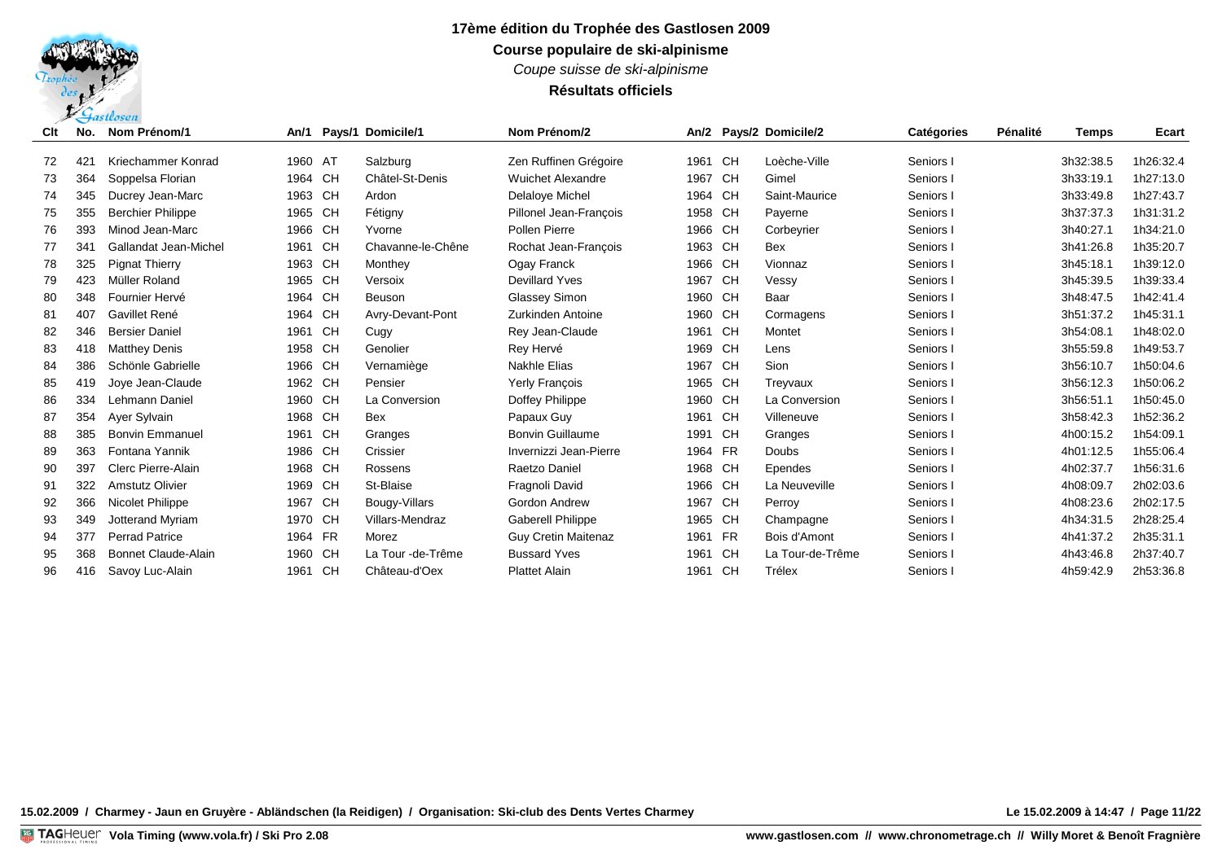**17ème édition du Trophée des Gastlosen 2009**

**Course populaire de ski-alpinisme**

*Coupe suisse de ski-alpinisme*

**Résultats officiels**

| Clt | No. | Nom Prénom/1 | An/1 | Pays/1 | Domicile/1 | Nom Prénom/2 | An/2 | Pays/2 | Domicile/2 | Catégories | Pénalité | Temps | Ecart |
|---|---|---|---|---|---|---|---|---|---|---|---|---|---|
| 72 | 421 | Kriechammer Konrad | 1960 | AT | Salzburg | Zen Ruffinen Grégoire | 1961 | CH | Loèche-Ville | Seniors I | | 3h32:38.5 | 1h26:32.4 |
| 73 | 364 | Soppelsa Florian | 1964 | CH | Châtel-St-Denis | Wuichet Alexandre | 1967 | CH | Gimel | Seniors I | | 3h33:19.1 | 1h27:13.0 |
| 74 | 345 | Ducrey Jean-Marc | 1963 | CH | Ardon | Delaloye Michel | 1964 | CH | Saint-Maurice | Seniors I | | 3h33:49.8 | 1h27:43.7 |
| 75 | 355 | Berchier Philippe | 1965 | CH | Fétigny | Pillonel Jean-François | 1958 | CH | Payerne | Seniors I | | 3h37:37.3 | 1h31:31.2 |
| 76 | 393 | Minod Jean-Marc | 1966 | CH | Yvorne | Pollen Pierre | 1966 | CH | Corbeyrier | Seniors I | | 3h40:27.1 | 1h34:21.0 |
| 77 | 341 | Gallandat Jean-Michel | 1961 | CH | Chavanne-le-Chêne | Rochat Jean-François | 1963 | CH | Bex | Seniors I | | 3h41:26.8 | 1h35:20.7 |
| 78 | 325 | Pignat Thierry | 1963 | CH | Monthey | Ogay Franck | 1966 | CH | Vionnaz | Seniors I | | 3h45:18.1 | 1h39:12.0 |
| 79 | 423 | Müller Roland | 1965 | CH | Versoix | Devillard Yves | 1967 | CH | Vessy | Seniors I | | 3h45:39.5 | 1h39:33.4 |
| 80 | 348 | Fournier Hervé | 1964 | CH | Beuson | Glassey Simon | 1960 | CH | Baar | Seniors I | | 3h48:47.5 | 1h42:41.4 |
| 81 | 407 | Gavillet René | 1964 | CH | Avry-Devant-Pont | Zurkinden Antoine | 1960 | CH | Cormagens | Seniors I | | 3h51:37.2 | 1h45:31.1 |
| 82 | 346 | Bersier Daniel | 1961 | CH | Cugy | Rey Jean-Claude | 1961 | CH | Montet | Seniors I | | 3h54:08.1 | 1h48:02.0 |
| 83 | 418 | Matthey Denis | 1958 | CH | Genolier | Rey Hervé | 1969 | CH | Lens | Seniors I | | 3h55:59.8 | 1h49:53.7 |
| 84 | 386 | Schönle Gabrielle | 1966 | CH | Vernamiège | Nakhle Elias | 1967 | CH | Sion | Seniors I | | 3h56:10.7 | 1h50:04.6 |
| 85 | 419 | Joye Jean-Claude | 1962 | CH | Pensier | Yerly François | 1965 | CH | Treyvaux | Seniors I | | 3h56:12.3 | 1h50:06.2 |
| 86 | 334 | Lehmann Daniel | 1960 | CH | La Conversion | Doffey Philippe | 1960 | CH | La Conversion | Seniors I | | 3h56:51.1 | 1h50:45.0 |
| 87 | 354 | Ayer Sylvain | 1968 | CH | Bex | Papaux Guy | 1961 | CH | Villeneuve | Seniors I | | 3h58:42.3 | 1h52:36.2 |
| 88 | 385 | Bonvin Emmanuel | 1961 | CH | Granges | Bonvin Guillaume | 1991 | CH | Granges | Seniors I | | 4h00:15.2 | 1h54:09.1 |
| 89 | 363 | Fontana Yannik | 1986 | CH | Crissier | Invernizzi Jean-Pierre | 1964 | FR | Doubs | Seniors I | | 4h01:12.5 | 1h55:06.4 |
| 90 | 397 | Clerc Pierre-Alain | 1968 | CH | Rossens | Raetzo Daniel | 1968 | CH | Ependes | Seniors I | | 4h02:37.7 | 1h56:31.6 |
| 91 | 322 | Amstutz Olivier | 1969 | CH | St-Blaise | Fragnoli David | 1966 | CH | La Neuveville | Seniors I | | 4h08:09.7 | 2h02:03.6 |
| 92 | 366 | Nicolet Philippe | 1967 | CH | Bougy-Villars | Gordon Andrew | 1967 | CH | Perroy | Seniors I | | 4h08:23.6 | 2h02:17.5 |
| 93 | 349 | Jotterand Myriam | 1970 | CH | Villars-Mendraz | Gaberell Philippe | 1965 | CH | Champagne | Seniors I | | 4h34:31.5 | 2h28:25.4 |
| 94 | 377 | Perrad Patrice | 1964 | FR | Morez | Guy Cretin Maitenaz | 1961 | FR | Bois d'Amont | Seniors I | | 4h41:37.2 | 2h35:31.1 |
| 95 | 368 | Bonnet Claude-Alain | 1960 | CH | La Tour -de-Trême | Bussard Yves | 1961 | CH | La Tour-de-Trême | Seniors I | | 4h43:46.8 | 2h37:40.7 |
| 96 | 416 | Savoy Luc-Alain | 1961 | CH | Château-d'Oex | Plattet Alain | 1961 | CH | Trélex | Seniors I | | 4h59:42.9 | 2h53:36.8 |

**15.02.2009 / Charmey - Jaun en Gruyère - Abländschen (la Reidigen) / Organisation: Ski-club des Dents Vertes Charmey**

**Le 15.02.2009 à 14:47**

**Vola Timing (www.vola.fr) / Ski Pro 2.08**

**www.gastlosen.com // www.chronometrage.ch // Willy Moret & Benoît Fragnière**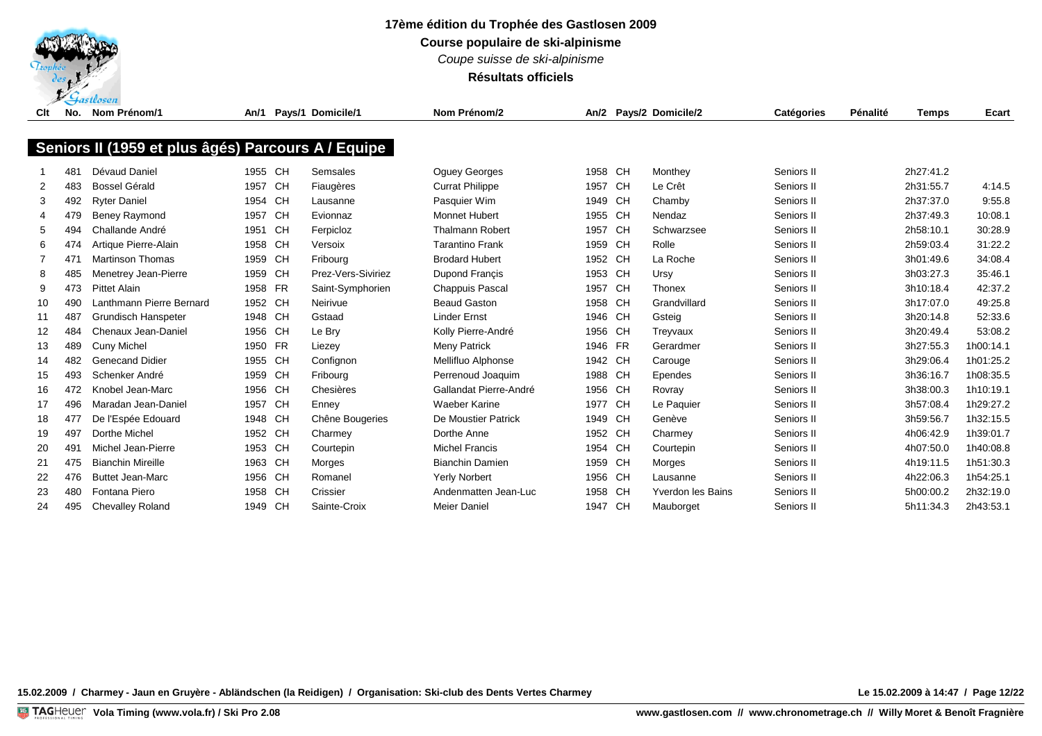# 17ème édition du Trophée des Gastlosen 2009

**Course populaire de ski-alpinisme**

*Coupe suisse de ski-alpinisme*

**Résultats officiels**

## Seniors II (1959 et plus âgés) Parcours A / Equipe

| Clt | No. | Nom Prénom/1 | An/1 | Pays/1 | Domicile/1 | Nom Prénom/2 | An/2 | Pays/2 | Domicile/2 | Catégories | Pénalité | Temps | Ecart |
|---|---|---|---|---|---|---|---|---|---|---|---|---|---|
| 1 | 481 | Dévaud Daniel | 1955 | CH | Semsales | Oguey Georges | 1958 | CH | Monthey | Seniors II | | 2h27:41.2 | |
| 2 | 483 | Bossel Gérald | 1957 | CH | Fiaugères | Currat Philippe | 1957 | CH | Le Crêt | Seniors II | | 2h31:55.7 | 4:14.5 |
| 3 | 492 | Ryter Daniel | 1954 | CH | Lausanne | Pasquier Wim | 1949 | CH | Chamby | Seniors II | | 2h37:37.0 | 9:55.8 |
| 4 | 479 | Beney Raymond | 1957 | CH | Evionnaz | Monnet Hubert | 1955 | CH | Nendaz | Seniors II | | 2h37:49.3 | 10:08.1 |
| 5 | 494 | Challande André | 1951 | CH | Ferpicloz | Thalmann Robert | 1957 | CH | Schwarzsee | Seniors II | | 2h58:10.1 | 30:28.9 |
| 6 | 474 | Artique Pierre-Alain | 1958 | CH | Versoix | Tarantino Frank | 1959 | CH | Rolle | Seniors II | | 2h59:03.4 | 31:22.2 |
| 7 | 471 | Martinson Thomas | 1959 | CH | Fribourg | Brodard Hubert | 1952 | CH | La Roche | Seniors II | | 3h01:49.6 | 34:08.4 |
| 8 | 485 | Menetrey Jean-Pierre | 1959 | CH | Prez-Vers-Siviriez | Dupond Françis | 1953 | CH | Ursy | Seniors II | | 3h03:27.3 | 35:46.1 |
| 9 | 473 | Pittet Alain | 1958 | FR | Saint-Symphorien | Chappuis Pascal | 1957 | CH | Thonex | Seniors II | | 3h10:18.4 | 42:37.2 |
| 10 | 490 | Lanthmann Pierre Bernard | 1952 | CH | Neirivue | Beaud Gaston | 1958 | CH | Grandvillard | Seniors II | | 3h17:07.0 | 49:25.8 |
| 11 | 487 | Grundisch Hanspeter | 1948 | CH | Gstaad | Linder Ernst | 1946 | CH | Gsteig | Seniors II | | 3h20:14.8 | 52:33.6 |
| 12 | 484 | Chenaux Jean-Daniel | 1956 | CH | Le Bry | Kolly Pierre-André | 1956 | CH | Treyvaux | Seniors II | | 3h20:49.4 | 53:08.2 |
| 13 | 489 | Cuny Michel | 1950 | FR | Liezey | Meny Patrick | 1946 | FR | Gerardmer | Seniors II | | 3h27:55.3 | 1h00:14.1 |
| 14 | 482 | Genecand Didier | 1955 | CH | Confignon | Mellifluo Alphonse | 1942 | CH | Carouge | Seniors II | | 3h29:06.4 | 1h01:25.2 |
| 15 | 493 | Schenker André | 1959 | CH | Fribourg | Perrenoud Joaquim | 1988 | CH | Ependes | Seniors II | | 3h36:16.7 | 1h08:35.5 |
| 16 | 472 | Knobel Jean-Marc | 1956 | CH | Chesières | Gallandat Pierre-André | 1956 | CH | Rovray | Seniors II | | 3h38:00.3 | 1h10:19.1 |
| 17 | 496 | Maradan Jean-Daniel | 1957 | CH | Enney | Waeber Karine | 1977 | CH | Le Paquier | Seniors II | | 3h57:08.4 | 1h29:27.2 |
| 18 | 477 | De l'Espée Edouard | 1948 | CH | Chêne Bougeries | De Moustier Patrick | 1949 | CH | Genève | Seniors II | | 3h59:56.7 | 1h32:15.5 |
| 19 | 497 | Dorthe Michel | 1952 | CH | Charmey | Dorthe Anne | 1952 | CH | Charmey | Seniors II | | 4h06:42.9 | 1h39:01.7 |
| 20 | 491 | Michel Jean-Pierre | 1953 | CH | Courtepin | Michel Francis | 1954 | CH | Courtepin | Seniors II | | 4h07:50.0 | 1h40:08.8 |
| 21 | 475 | Bianchin Mireille | 1963 | CH | Morges | Bianchin Damien | 1959 | CH | Morges | Seniors II | | 4h19:11.5 | 1h51:30.3 |
| 22 | 476 | Buttet Jean-Marc | 1956 | CH | Romanel | Yerly Norbert | 1956 | CH | Lausanne | Seniors II | | 4h22:06.3 | 1h54:25.1 |
| 23 | 480 | Fontana Piero | 1958 | CH | Crissier | Andenmatten Jean-Luc | 1958 | CH | Yverdon les Bains | Seniors II | | 5h00:00.2 | 2h32:19.0 |
| 24 | 495 | Chevalley Roland | 1949 | CH | Sainte-Croix | Meier Daniel | 1947 | CH | Mauborget | Seniors II | | 5h11:34.3 | 2h43:53.1 |

15.02.2009 / Charmey - Jaun en Gruyère - Abländschen (la Reidigen) / Organisation: Ski-club des Dents Vertes Charmey

Le 15.02.2009 à 14:47

TAGHeuer Vola Timing (www.vola.fr) / Ski Pro 2.08

www.gastlosen.com // www.chronometrage.ch // Willy Moret & Benoît Fragnière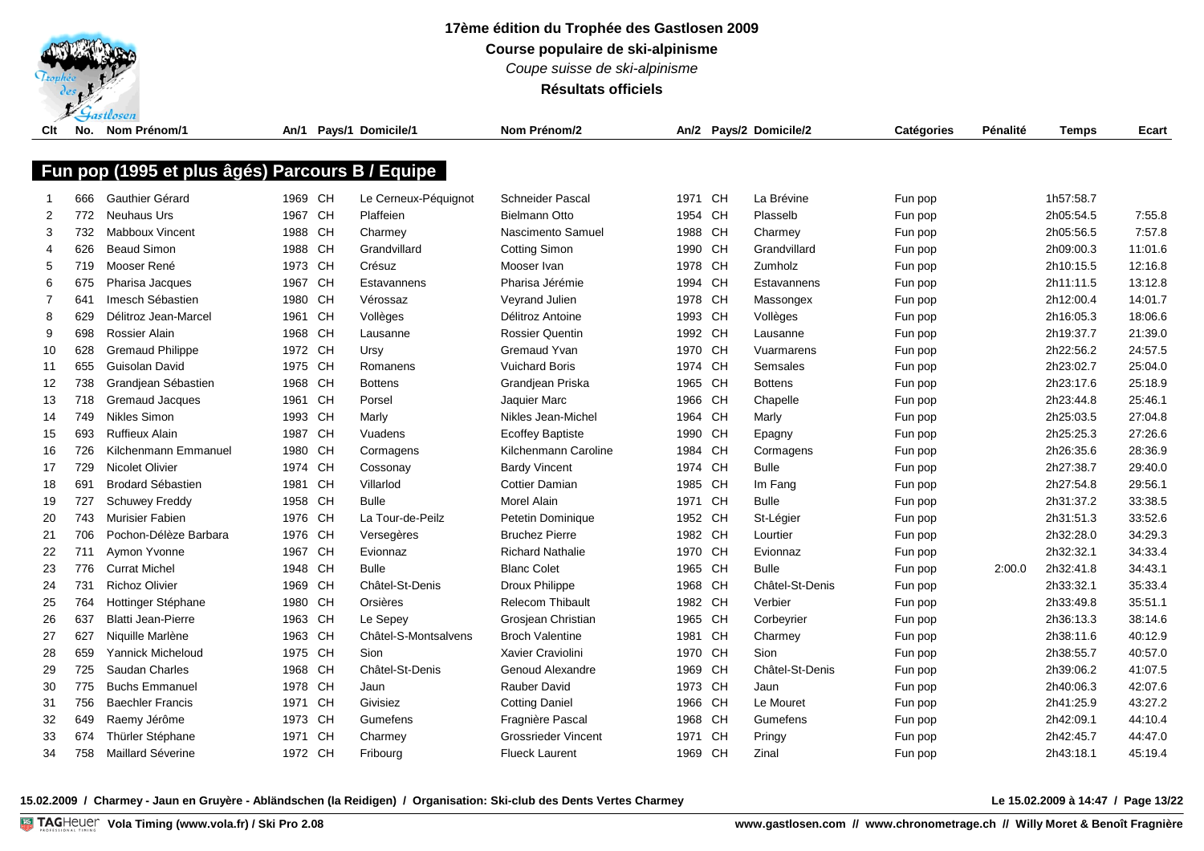# 17ème édition du Trophée des Gastlosen 2009

**Course populaire de ski-alpinisme**

*Coupe suisse de ski-alpinisme*

**Résultats officiels**

## Fun pop (1995 et plus âgés) Parcours B / Equipe

| Clt | No. | Nom Prénom/1 | An/1 | Pays/1 | Domicile/1 | Nom Prénom/2 | An/2 | Pays/2 | Domicile/2 | Catégories | Pénalité | Temps | Ecart |
|---|---|---|---|---|---|---|---|---|---|---|---|---|---|
| 1 | 666 | Gauthier Gérard | 1969 | CH | Le Cerneux-Péquignot | Schneider Pascal | 1971 | CH | La Brévine | Fun pop | | 1h57:58.7 | |
| 2 | 772 | Neuhaus Urs | 1967 | CH | Plaffeien | Bielmann Otto | 1954 | CH | Plasselb | Fun pop | | 2h05:54.5 | 7:55.8 |
| 3 | 732 | Mabboux Vincent | 1988 | CH | Charmey | Nascimento Samuel | 1988 | CH | Charmey | Fun pop | | 2h05:56.5 | 7:57.8 |
| 4 | 626 | Beaud Simon | 1988 | CH | Grandvillard | Cotting Simon | 1990 | CH | Grandvillard | Fun pop | | 2h09:00.3 | 11:01.6 |
| 5 | 719 | Mooser René | 1973 | CH | Crésuz | Mooser Ivan | 1978 | CH | Zumholz | Fun pop | | 2h10:15.5 | 12:16.8 |
| 6 | 675 | Pharisa Jacques | 1967 | CH | Estavannens | Pharisa Jérémie | 1994 | CH | Estavannens | Fun pop | | 2h11:11.5 | 13:12.8 |
| 7 | 641 | Imesch Sébastien | 1980 | CH | Vérossaz | Veyrand Julien | 1978 | CH | Massongex | Fun pop | | 2h12:00.4 | 14:01.7 |
| 8 | 629 | Délitroz Jean-Marcel | 1961 | CH | Vollèges | Délitroz Antoine | 1993 | CH | Vollèges | Fun pop | | 2h16:05.3 | 18:06.6 |
| 9 | 698 | Rossier Alain | 1968 | CH | Lausanne | Rossier Quentin | 1992 | CH | Lausanne | Fun pop | | 2h19:37.7 | 21:39.0 |
| 10 | 628 | Gremaud Philippe | 1972 | CH | Ursy | Gremaud Yvan | 1970 | CH | Vuarmarens | Fun pop | | 2h22:56.2 | 24:57.5 |
| 11 | 655 | Guisolan David | 1975 | CH | Romanens | Vuichard Boris | 1974 | CH | Semsales | Fun pop | | 2h23:02.7 | 25:04.0 |
| 12 | 738 | Grandjean Sébastien | 1968 | CH | Bottens | Grandjean Priska | 1965 | CH | Bottens | Fun pop | | 2h23:17.6 | 25:18.9 |
| 13 | 718 | Gremaud Jacques | 1961 | CH | Porsel | Jaquier Marc | 1966 | CH | Chapelle | Fun pop | | 2h23:44.8 | 25:46.1 |
| 14 | 749 | Nikles Simon | 1993 | CH | Marly | Nikles Jean-Michel | 1964 | CH | Marly | Fun pop | | 2h25:03.5 | 27:04.8 |
| 15 | 693 | Ruffieux Alain | 1987 | CH | Vuadens | Ecoffey Baptiste | 1990 | CH | Epagny | Fun pop | | 2h25:25.3 | 27:26.6 |
| 16 | 726 | Kilchenmann Emmanuel | 1980 | CH | Cormagens | Kilchenmann Caroline | 1984 | CH | Cormagens | Fun pop | | 2h26:35.6 | 28:36.9 |
| 17 | 729 | Nicolet Olivier | 1974 | CH | Cossonay | Bardy Vincent | 1974 | CH | Bulle | Fun pop | | 2h27:38.7 | 29:40.0 |
| 18 | 691 | Brodard Sébastien | 1981 | CH | Villarlod | Cottier Damian | 1985 | CH | Im Fang | Fun pop | | 2h27:54.8 | 29:56.1 |
| 19 | 727 | Schuwey Freddy | 1958 | CH | Bulle | Morel Alain | 1971 | CH | Bulle | Fun pop | | 2h31:37.2 | 33:38.5 |
| 20 | 743 | Murisier Fabien | 1976 | CH | La Tour-de-Peilz | Petetin Dominique | 1952 | CH | St-Légier | Fun pop | | 2h31:51.3 | 33:52.6 |
| 21 | 706 | Pochon-Délèze Barbara | 1976 | CH | Versegères | Bruchez Pierre | 1982 | CH | Lourtier | Fun pop | | 2h32:28.0 | 34:29.3 |
| 22 | 711 | Aymon Yvonne | 1967 | CH | Evionnaz | Richard Nathalie | 1970 | CH | Evionnaz | Fun pop | | 2h32:32.1 | 34:33.4 |
| 23 | 776 | Currat Michel | 1948 | CH | Bulle | Blanc Colet | 1965 | CH | Bulle | Fun pop | 2:00.0 | 2h32:41.8 | 34:43.1 |
| 24 | 731 | Richoz Olivier | 1969 | CH | Châtel-St-Denis | Droux Philippe | 1968 | CH | Châtel-St-Denis | Fun pop | | 2h33:32.1 | 35:33.4 |
| 25 | 764 | Hottinger Stéphane | 1980 | CH | Orsières | Relecom Thibault | 1982 | CH | Verbier | Fun pop | | 2h33:49.8 | 35:51.1 |
| 26 | 637 | Blatti Jean-Pierre | 1963 | CH | Le Sepey | Grosjean Christian | 1965 | CH | Corbeyrier | Fun pop | | 2h36:13.3 | 38:14.6 |
| 27 | 627 | Niquille Marlène | 1963 | CH | Châtel-S-Montsalvens | Broch Valentine | 1981 | CH | Charmey | Fun pop | | 2h38:11.6 | 40:12.9 |
| 28 | 659 | Yannick Micheloud | 1975 | CH | Sion | Xavier Craviolini | 1970 | CH | Sion | Fun pop | | 2h38:55.7 | 40:57.0 |
| 29 | 725 | Saudan Charles | 1968 | CH | Châtel-St-Denis | Genoud Alexandre | 1969 | CH | Châtel-St-Denis | Fun pop | | 2h39:06.2 | 41:07.5 |
| 30 | 775 | Buchs Emmanuel | 1978 | CH | Jaun | Rauber David | 1973 | CH | Jaun | Fun pop | | 2h40:06.3 | 42:07.6 |
| 31 | 756 | Baechler Francis | 1971 | CH | Givisiez | Cotting Daniel | 1966 | CH | Le Mouret | Fun pop | | 2h41:25.9 | 43:27.2 |
| 32 | 649 | Raemy Jérôme | 1973 | CH | Gumefens | Fragnière Pascal | 1968 | CH | Gumefens | Fun pop | | 2h42:09.1 | 44:10.4 |
| 33 | 674 | Thürler Stéphane | 1971 | CH | Charmey | Grossrieder Vincent | 1971 | CH | Pringy | Fun pop | | 2h42:45.7 | 44:47.0 |
| 34 | 758 | Maillard Séverine | 1972 | CH | Fribourg | Flueck Laurent | 1969 | CH | Zinal | Fun pop | | 2h43:18.1 | 45:19.4 |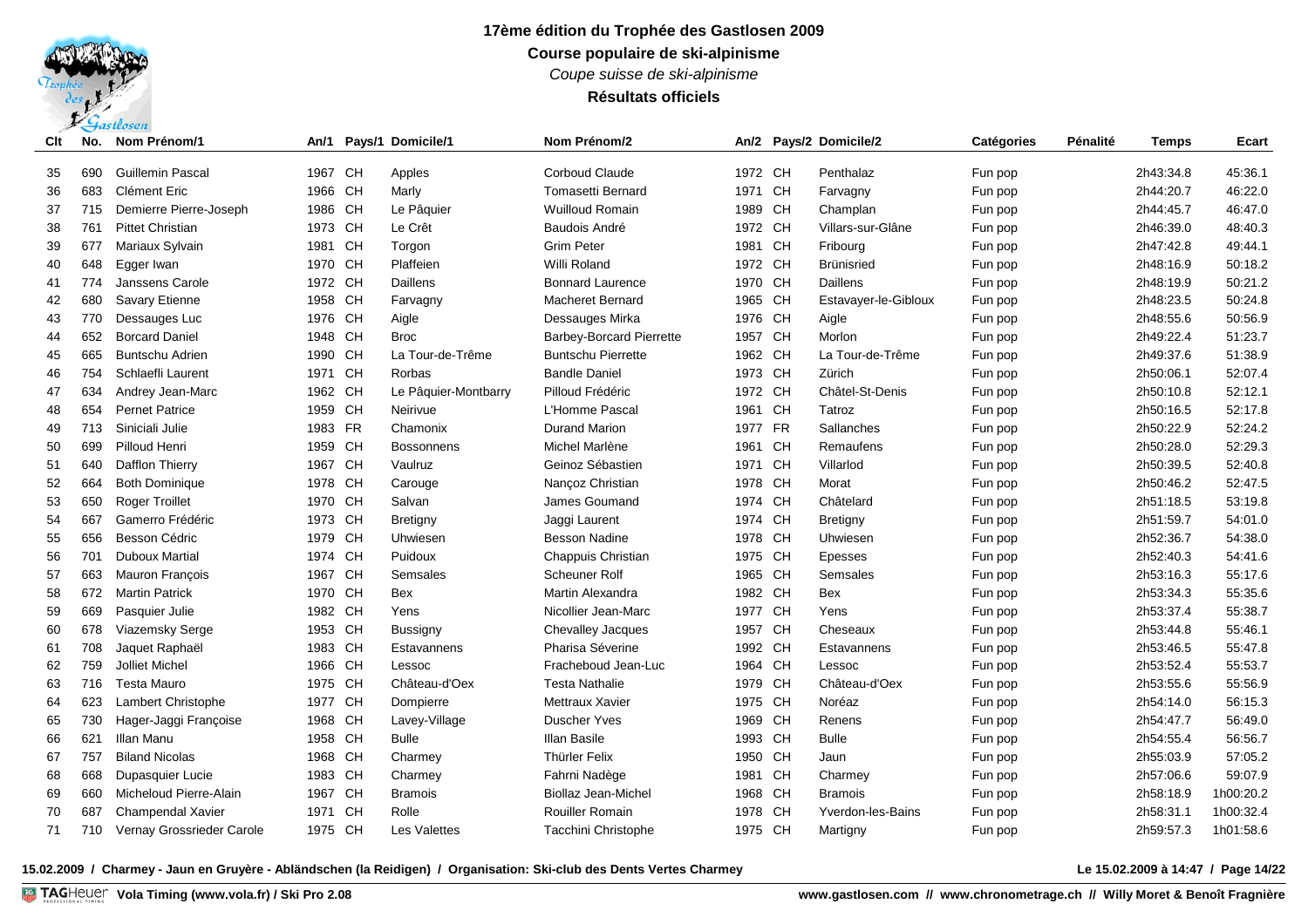# 17ème édition du Trophée des Gastlosen 2009

## Course populaire de ski-alpinisme

*Coupe suisse de ski-alpinisme*

**Résultats officiels**

| Clt | No. | Nom Prénom/1 | An/1 | Pays/1 | Domicile/1 | Nom Prénom/2 | An/2 | Pays/2 | Domicile/2 | Catégories | Pénalité | Temps | Ecart |
|---|---|---|---|---|---|---|---|---|---|---|---|---|---|
| 35 | 690 | Guillemin Pascal | 1967 | CH | Apples | Corboud Claude | 1972 | CH | Penthalaz | Fun pop | | 2h43:34.8 | 45:36.1 |
| 36 | 683 | Clément Eric | 1966 | CH | Marly | Tomasetti Bernard | 1971 | CH | Farvagny | Fun pop | | 2h44:20.7 | 46:22.0 |
| 37 | 715 | Demierre Pierre-Joseph | 1986 | CH | Le Pâquier | Wuilloud Romain | 1989 | CH | Champlan | Fun pop | | 2h44:45.7 | 46:47.0 |
| 38 | 761 | Pittet Christian | 1973 | CH | Le Crêt | Baudois André | 1972 | CH | Villars-sur-Glâne | Fun pop | | 2h46:39.0 | 48:40.3 |
| 39 | 677 | Mariaux Sylvain | 1981 | CH | Torgon | Grim Peter | 1981 | CH | Fribourg | Fun pop | | 2h47:42.8 | 49:44.1 |
| 40 | 648 | Egger Iwan | 1970 | CH | Plaffeien | Willi Roland | 1972 | CH | Brünisried | Fun pop | | 2h48:16.9 | 50:18.2 |
| 41 | 774 | Janssens Carole | 1972 | CH | Daillens | Bonnard Laurence | 1970 | CH | Daillens | Fun pop | | 2h48:19.9 | 50:21.2 |
| 42 | 680 | Savary Etienne | 1958 | CH | Farvagny | Macherel Bernard | 1965 | CH | Estavayer-le-Gibloux | Fun pop | | 2h48:23.5 | 50:24.8 |
| 43 | 770 | Dessauges Luc | 1976 | CH | Aigle | Dessauges Mirka | 1976 | CH | Aigle | Fun pop | | 2h48:55.6 | 50:56.9 |
| 44 | 652 | Borcard Daniel | 1948 | CH | Broc | Barbey-Borcard Pierrette | 1957 | CH | Morlon | Fun pop | | 2h49:22.4 | 51:23.7 |
| 45 | 665 | Buntschu Adrien | 1990 | CH | La Tour-de-Trême | Buntschu Pierrette | 1962 | CH | La Tour-de-Trême | Fun pop | | 2h49:37.6 | 51:38.9 |
| 46 | 754 | Schlaefli Laurent | 1971 | CH | Rorbas | Bandle Daniel | 1973 | CH | Zürich | Fun pop | | 2h50:06.1 | 52:07.4 |
| 47 | 634 | Andrey Jean-Marc | 1962 | CH | Le Pâquier-Montbarry | Pilloud Frédéric | 1972 | CH | Châtel-St-Denis | Fun pop | | 2h50:10.8 | 52:12.1 |
| 48 | 654 | Pernet Patrice | 1959 | CH | Neirivue | L'Homme Pascal | 1961 | CH | Tatroz | Fun pop | | 2h50:16.5 | 52:17.8 |
| 49 | 713 | Siniciali Julie | 1983 | FR | Chamonix | Durand Marion | 1977 | FR | Sallanches | Fun pop | | 2h50:22.9 | 52:24.2 |
| 50 | 699 | Pilloud Henri | 1959 | CH | Bossonnens | Michel Marlène | 1961 | CH | Remaufens | Fun pop | | 2h50:28.0 | 52:29.3 |
| 51 | 640 | Dafflon Thierry | 1967 | CH | Vaulruz | Geinoz Sébastien | 1971 | CH | Villarlod | Fun pop | | 2h50:39.5 | 52:40.8 |
| 52 | 664 | Both Dominique | 1978 | CH | Carouge | Nançoz Christian | 1978 | CH | Morat | Fun pop | | 2h50:46.2 | 52:47.5 |
| 53 | 650 | Roger Troillet | 1970 | CH | Salvan | James Goumand | 1974 | CH | Châtelard | Fun pop | | 2h51:18.5 | 53:19.8 |
| 54 | 667 | Gamerro Frédéric | 1973 | CH | Bretigny | Jaggi Laurent | 1974 | CH | Bretigny | Fun pop | | 2h51:59.7 | 54:01.0 |
| 55 | 656 | Besson Cédric | 1979 | CH | Uhwiesen | Besson Nadine | 1978 | CH | Uhwiesen | Fun pop | | 2h52:36.7 | 54:38.0 |
| 56 | 701 | Duboux Martial | 1974 | CH | Puidoux | Chappuis Christian | 1975 | CH | Epesses | Fun pop | | 2h52:40.3 | 54:41.6 |
| 57 | 663 | Mauron François | 1967 | CH | Semsales | Scheuner Rolf | 1965 | CH | Semsales | Fun pop | | 2h53:16.3 | 55:17.6 |
| 58 | 672 | Martin Patrick | 1970 | CH | Bex | Martin Alexandra | 1982 | CH | Bex | Fun pop | | 2h53:34.3 | 55:35.6 |
| 59 | 669 | Pasquier Julie | 1982 | CH | Yens | Nicollier Jean-Marc | 1977 | CH | Yens | Fun pop | | 2h53:37.4 | 55:38.7 |
| 60 | 678 | Viazemsky Serge | 1953 | CH | Bussigny | Chevalley Jacques | 1957 | CH | Cheseaux | Fun pop | | 2h53:44.8 | 55:46.1 |
| 61 | 708 | Jaquet Raphaël | 1983 | CH | Estavannens | Pharisa Séverine | 1992 | CH | Estavannens | Fun pop | | 2h53:46.5 | 55:47.8 |
| 62 | 759 | Jolliet Michel | 1966 | CH | Lessoc | Fracheboud Jean-Luc | 1964 | CH | Lessoc | Fun pop | | 2h53:52.4 | 55:53.7 |
| 63 | 716 | Testa Mauro | 1975 | CH | Château-d'Oex | Testa Nathalie | 1979 | CH | Château-d'Oex | Fun pop | | 2h53:55.6 | 55:56.9 |
| 64 | 623 | Lambert Christophe | 1977 | CH | Dompierre | Mettraux Xavier | 1975 | CH | Noréaz | Fun pop | | 2h54:14.0 | 56:15.3 |
| 65 | 730 | Hager-Jaggi Françoise | 1968 | CH | Lavey-Village | Duscher Yves | 1969 | CH | Renens | Fun pop | | 2h54:47.7 | 56:49.0 |
| 66 | 621 | Illan Manu | 1958 | CH | Bulle | Illan Basile | 1993 | CH | Bulle | Fun pop | | 2h54:55.4 | 56:56.7 |
| 67 | 757 | Biland Nicolas | 1968 | CH | Charmey | Thürler Felix | 1950 | CH | Jaun | Fun pop | | 2h55:03.9 | 57:05.2 |
| 68 | 668 | Dupasquier Lucie | 1983 | CH | Charmey | Fahrni Nadège | 1981 | CH | Charmey | Fun pop | | 2h57:06.6 | 59:07.9 |
| 69 | 660 | Micheloud Pierre-Alain | 1967 | CH | Bramois | Biollaz Jean-Michel | 1968 | CH | Bramois | Fun pop | | 2h58:18.9 | 1h00:20.2 |
| 70 | 687 | Champendal Xavier | 1971 | CH | Rolle | Rouiller Romain | 1978 | CH | Yverdon-les-Bains | Fun pop | | 2h58:31.1 | 1h00:32.4 |
| 71 | 710 | Vernay Grossrieder Carole | 1975 | CH | Les Valettes | Tacchini Christophe | 1975 | CH | Martigny | Fun pop | | 2h59:57.3 | 1h01:58.6 |

**15.02.2009 / Charmey - Jaun en Gruyère - Abländschen (la Reidigen) / Organisation: Ski-club des Dents Vertes Charmey**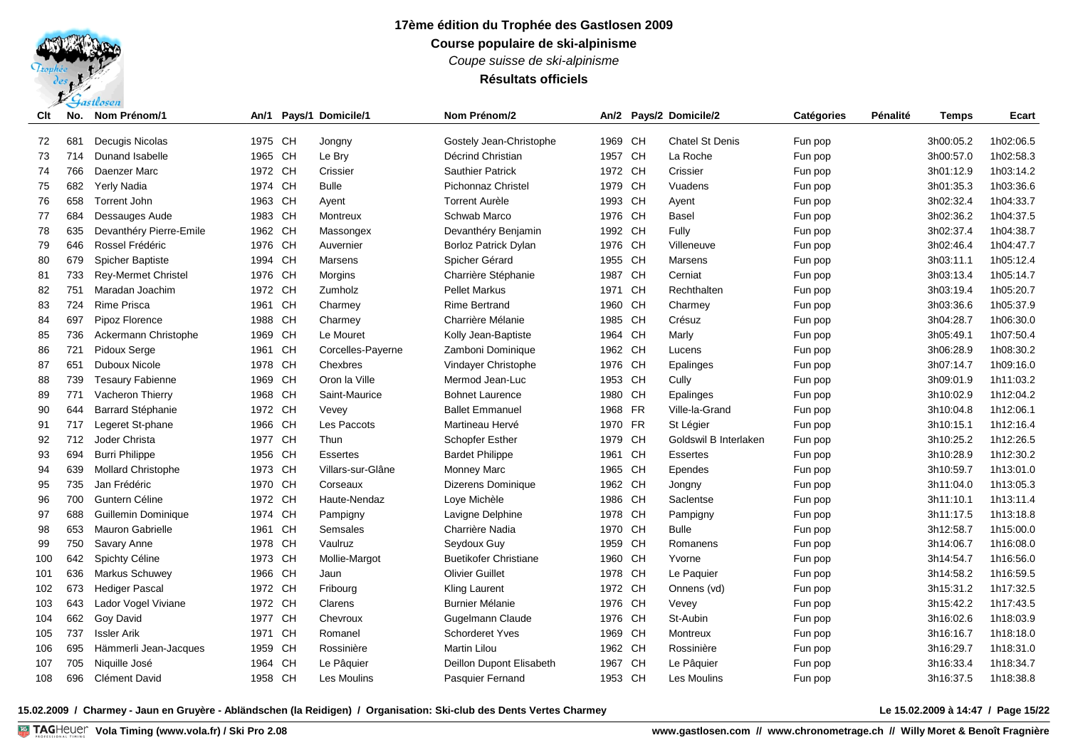# 17ème édition du Trophée des Gastlosen 2009

## Course populaire de ski-alpinisme

*Coupe suisse de ski-alpinisme*

**Résultats officiels**

| Clt | No. | Nom Prénom/1 | An/1 | Pays/1 | Domicile/1 | Nom Prénom/2 | An/2 | Pays/2 | Domicile/2 | Catégories | Pénalité | Temps | Ecart |
|---|---|---|---|---|---|---|---|---|---|---|---|---|---|
| 72 | 681 | Decugis Nicolas | 1975 | CH | Jongny | Gostely Jean-Christophe | 1969 | CH | Chatel St Denis | Fun pop | | 3h00:05.2 | 1h02:06.5 |
| 73 | 714 | Dunand Isabelle | 1965 | CH | Le Bry | Décrind Christian | 1957 | CH | La Roche | Fun pop | | 3h00:57.0 | 1h02:58.3 |
| 74 | 766 | Daenzer Marc | 1972 | CH | Crissier | Sauthier Patrick | 1972 | CH | Crissier | Fun pop | | 3h01:12.9 | 1h03:14.2 |
| 75 | 682 | Yerly Nadia | 1974 | CH | Bulle | Pichonnaz Christel | 1979 | CH | Vuadens | Fun pop | | 3h01:35.3 | 1h03:36.6 |
| 76 | 658 | Torrent John | 1963 | CH | Ayent | Torrent Aurèle | 1993 | CH | Ayent | Fun pop | | 3h02:32.4 | 1h04:33.7 |
| 77 | 684 | Dessauges Aude | 1983 | CH | Montreux | Schwab Marco | 1976 | CH | Basel | Fun pop | | 3h02:36.2 | 1h04:37.5 |
| 78 | 635 | Devanthéry Pierre-Emile | 1962 | CH | Massongex | Devanthéry Benjamin | 1992 | CH | Fully | Fun pop | | 3h02:37.4 | 1h04:38.7 |
| 79 | 646 | Rossel Frédéric | 1976 | CH | Auvernier | Borloz Patrick Dylan | 1976 | CH | Villeneuve | Fun pop | | 3h02:46.4 | 1h04:47.7 |
| 80 | 679 | Spicher Baptiste | 1994 | CH | Marsens | Spicher Gérard | 1955 | CH | Marsens | Fun pop | | 3h03:11.1 | 1h05:12.4 |
| 81 | 733 | Rey-Mermet Christel | 1976 | CH | Morgins | Charrière Stéphanie | 1987 | CH | Cerniat | Fun pop | | 3h03:13.4 | 1h05:14.7 |
| 82 | 751 | Maradan Joachim | 1972 | CH | Zumholz | Pellet Markus | 1971 | CH | Rechthalten | Fun pop | | 3h03:19.4 | 1h05:20.7 |
| 83 | 724 | Rime Prisca | 1961 | CH | Charmey | Rime Bertrand | 1960 | CH | Charmey | Fun pop | | 3h03:36.6 | 1h05:37.9 |
| 84 | 697 | Pipoz Florence | 1988 | CH | Charmey | Charrière Mélanie | 1985 | CH | Crésuz | Fun pop | | 3h04:28.7 | 1h06:30.0 |
| 85 | 736 | Ackermann Christophe | 1969 | CH | Le Mouret | Kolly Jean-Baptiste | 1964 | CH | Marly | Fun pop | | 3h05:49.1 | 1h07:50.4 |
| 86 | 721 | Pidoux Serge | 1961 | CH | Corcelles-Payerne | Zamboni Dominique | 1962 | CH | Lucens | Fun pop | | 3h06:28.9 | 1h08:30.2 |
| 87 | 651 | Duboux Nicole | 1978 | CH | Chexbres | Vindayer Christophe | 1976 | CH | Epalinges | Fun pop | | 3h07:14.7 | 1h09:16.0 |
| 88 | 739 | Tesaury Fabienne | 1969 | CH | Oron la Ville | Mermod Jean-Luc | 1953 | CH | Cully | Fun pop | | 3h09:01.9 | 1h11:03.2 |
| 89 | 771 | Vacheron Thierry | 1968 | CH | Saint-Maurice | Bohnet Laurence | 1980 | CH | Epalinges | Fun pop | | 3h10:02.9 | 1h12:04.2 |
| 90 | 644 | Barrard Stéphanie | 1972 | CH | Vevey | Ballet Emmanuel | 1968 | FR | Ville-la-Grand | Fun pop | | 3h10:04.8 | 1h12:06.1 |
| 91 | 717 | Legeret St-phane | 1966 | CH | Les Paccots | Martineau Hervé | 1970 | FR | St Légier | Fun pop | | 3h10:15.1 | 1h12:16.4 |
| 92 | 712 | Joder Christa | 1977 | CH | Thun | Schopfer Esther | 1979 | CH | Goldswil B Interlaken | Fun pop | | 3h10:25.2 | 1h12:26.5 |
| 93 | 694 | Burri Philippe | 1956 | CH | Essertes | Bardet Philippe | 1961 | CH | Essertes | Fun pop | | 3h10:28.9 | 1h12:30.2 |
| 94 | 639 | Mollard Christophe | 1973 | CH | Villars-sur-Glâne | Monney Marc | 1965 | CH | Ependes | Fun pop | | 3h10:59.7 | 1h13:01.0 |
| 95 | 735 | Jan Frédéric | 1970 | CH | Corseaux | Dizerens Dominique | 1962 | CH | Jongny | Fun pop | | 3h11:04.0 | 1h13:05.3 |
| 96 | 700 | Guntern Céline | 1972 | CH | Haute-Nendaz | Loye Michèle | 1986 | CH | Saclentse | Fun pop | | 3h11:10.1 | 1h13:11.4 |
| 97 | 688 | Guillemin Dominique | 1974 | CH | Pampigny | Lavigne Delphine | 1978 | CH | Pampigny | Fun pop | | 3h11:17.5 | 1h13:18.8 |
| 98 | 653 | Mauron Gabrielle | 1961 | CH | Semsales | Charrière Nadia | 1970 | CH | Bulle | Fun pop | | 3h12:58.7 | 1h15:00.0 |
| 99 | 750 | Savary Anne | 1978 | CH | Vaulruz | Seydoux Guy | 1959 | CH | Romanens | Fun pop | | 3h14:06.7 | 1h16:08.0 |
| 100 | 642 | Spichty Céline | 1973 | CH | Mollie-Margot | Buetikofer Christiane | 1960 | CH | Yvorne | Fun pop | | 3h14:54.7 | 1h16:56.0 |
| 101 | 636 | Markus Schuwey | 1966 | CH | Jaun | Olivier Guillet | 1978 | CH | Le Paquier | Fun pop | | 3h14:58.2 | 1h16:59.5 |
| 102 | 673 | Hediger Pascal | 1972 | CH | Fribourg | Kling Laurent | 1972 | CH | Onnens (vd) | Fun pop | | 3h15:31.2 | 1h17:32.5 |
| 103 | 643 | Lador Vogel Viviane | 1972 | CH | Clarens | Burnier Mélanie | 1976 | CH | Vevey | Fun pop | | 3h15:42.2 | 1h17:43.5 |
| 104 | 662 | Goy David | 1977 | CH | Chevroux | Gugelmann Claude | 1976 | CH | St-Aubin | Fun pop | | 3h16:02.6 | 1h18:03.9 |
| 105 | 737 | Issler Arik | 1971 | CH | Romanel | Schorderet Yves | 1969 | CH | Montreux | Fun pop | | 3h16:16.7 | 1h18:18.0 |
| 106 | 695 | Hämmerli Jean-Jacques | 1959 | CH | Rossinière | Martin Lilou | 1962 | CH | Rossinière | Fun pop | | 3h16:29.7 | 1h18:31.0 |
| 107 | 705 | Niquille José | 1964 | CH | Le Pâquier | Deillon Dupont Elisabeth | 1967 | CH | Le Pâquier | Fun pop | | 3h16:33.4 | 1h18:34.7 |
| 108 | 696 | Clément David | 1958 | CH | Les Moulins | Pasquier Fernand | 1953 | CH | Les Moulins | Fun pop | | 3h16:37.5 | 1h18:38.8 |

**15.02.2009 / Charmey - Jaun en Gruyère - Abländschen (la Reidigen) / Organisation: Ski-club des Dents Vertes Charmey** — **Le 15.02.2009 à 14:47**

**Vola Timing (www.vola.fr) / Ski Pro 2.08** — **www.gastlosen.com // www.chronometrage.ch // Willy Moret & Benoît Fragnière**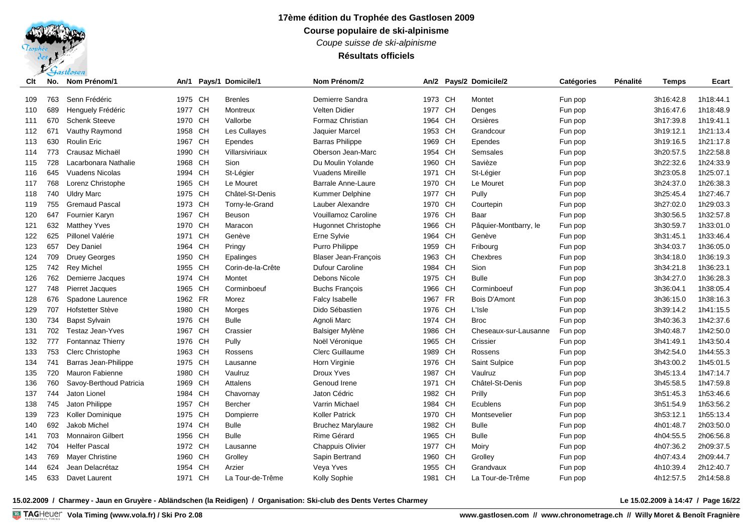# 17ème édition du Trophée des Gastlosen 2009

## Course populaire de ski-alpinisme

*Coupe suisse de ski-alpinisme*

**Résultats officiels**

| Clt | No. | Nom Prénom/1 | An/1 | Pays/1 | Domicile/1 | Nom Prénom/2 | An/2 | Pays/2 | Domicile/2 | Catégories | Pénalité | Temps | Ecart |
|---|---|---|---|---|---|---|---|---|---|---|---|---|---|
| 109 | 763 | Senn Frédéric | 1975 | CH | Brenles | Demierre Sandra | 1973 | CH | Montet | Fun pop | | 3h16:42.8 | 1h18:44.1 |
| 110 | 689 | Henguely Frédéric | 1977 | CH | Montreux | Velten Didier | 1977 | CH | Denges | Fun pop | | 3h16:47.6 | 1h18:48.9 |
| 111 | 670 | Schenk Steeve | 1970 | CH | Vallorbe | Formaz Christian | 1964 | CH | Orsières | Fun pop | | 3h17:39.8 | 1h19:41.1 |
| 112 | 671 | Vauthy Raymond | 1958 | CH | Les Cullayes | Jaquier Marcel | 1953 | CH | Grandcour | Fun pop | | 3h19:12.1 | 1h21:13.4 |
| 113 | 630 | Roulin Eric | 1967 | CH | Ependes | Barras Philippe | 1969 | CH | Ependes | Fun pop | | 3h19:16.5 | 1h21:17.8 |
| 114 | 773 | Crausaz Michaël | 1990 | CH | Villarsiviriaux | Oberson Jean-Marc | 1954 | CH | Semsales | Fun pop | | 3h20:57.5 | 1h22:58.8 |
| 115 | 728 | Lacarbonara Nathalie | 1968 | CH | Sion | Du Moulin Yolande | 1960 | CH | Savièze | Fun pop | | 3h22:32.6 | 1h24:33.9 |
| 116 | 645 | Vuadens Nicolas | 1994 | CH | St-Légier | Vuadens Mireille | 1971 | CH | St-Légier | Fun pop | | 3h23:05.8 | 1h25:07.1 |
| 117 | 768 | Lorenz Christophe | 1965 | CH | Le Mouret | Barrale Anne-Laure | 1970 | CH | Le Mouret | Fun pop | | 3h24:37.0 | 1h26:38.3 |
| 118 | 740 | Uldry Marc | 1975 | CH | Châtel-St-Denis | Kummer Delphine | 1977 | CH | Pully | Fun pop | | 3h25:45.4 | 1h27:46.7 |
| 119 | 755 | Gremaud Pascal | 1973 | CH | Torny-le-Grand | Lauber Alexandre | 1970 | CH | Courtepin | Fun pop | | 3h27:02.0 | 1h29:03.3 |
| 120 | 647 | Fournier Karyn | 1967 | CH | Beuson | Vouillamoz Caroline | 1976 | CH | Baar | Fun pop | | 3h30:56.5 | 1h32:57.8 |
| 121 | 632 | Matthey Yves | 1970 | CH | Maracon | Hugonnet Christophe | 1966 | CH | Pâquier-Montbarry, le | Fun pop | | 3h30:59.7 | 1h33:01.0 |
| 122 | 625 | Pillonel Valérie | 1971 | CH | Genève | Erne Sylvie | 1964 | CH | Genève | Fun pop | | 3h31:45.1 | 1h33:46.4 |
| 123 | 657 | Dey Daniel | 1964 | CH | Pringy | Purro Philippe | 1959 | CH | Fribourg | Fun pop | | 3h34:03.7 | 1h36:05.0 |
| 124 | 709 | Druey Georges | 1950 | CH | Epalinges | Blaser Jean-François | 1963 | CH | Chexbres | Fun pop | | 3h34:18.0 | 1h36:19.3 |
| 125 | 742 | Rey Michel | 1955 | CH | Corin-de-la-Crête | Dufour Caroline | 1984 | CH | Sion | Fun pop | | 3h34:21.8 | 1h36:23.1 |
| 126 | 762 | Demierre Jacques | 1974 | CH | Montet | Debons Nicole | 1975 | CH | Bulle | Fun pop | | 3h34:27.0 | 1h36:28.3 |
| 127 | 748 | Pierret Jacques | 1965 | CH | Corminboeuf | Buchs François | 1966 | CH | Corminboeuf | Fun pop | | 3h36:04.1 | 1h38:05.4 |
| 128 | 676 | Spadone Laurence | 1962 | FR | Morez | Falcy Isabelle | 1967 | FR | Bois D'Amont | Fun pop | | 3h36:15.0 | 1h38:16.3 |
| 129 | 707 | Hofstetter Stève | 1980 | CH | Morges | Dido Sébastien | 1976 | CH | L'Isle | Fun pop | | 3h39:14.2 | 1h41:15.5 |
| 130 | 734 | Bapst Sylvain | 1976 | CH | Bulle | Agnoli Marc | 1974 | CH | Broc | Fun pop | | 3h40:36.3 | 1h42:37.6 |
| 131 | 702 | Testaz Jean-Yves | 1967 | CH | Crassier | Balsiger Mylène | 1986 | CH | Cheseaux-sur-Lausanne | Fun pop | | 3h40:48.7 | 1h42:50.0 |
| 132 | 777 | Fontannaz Thierry | 1976 | CH | Pully | Noël Véronique | 1965 | CH | Crissier | Fun pop | | 3h41:49.1 | 1h43:50.4 |
| 133 | 753 | Clerc Christophe | 1963 | CH | Rossens | Clerc Guillaume | 1989 | CH | Rossens | Fun pop | | 3h42:54.0 | 1h44:55.3 |
| 134 | 741 | Barras Jean-Philippe | 1975 | CH | Lausanne | Horn Virginie | 1976 | CH | Saint Sulpice | Fun pop | | 3h43:00.2 | 1h45:01.5 |
| 135 | 720 | Mauron Fabienne | 1980 | CH | Vaulruz | Droux Yves | 1987 | CH | Vaulruz | Fun pop | | 3h45:13.4 | 1h47:14.7 |
| 136 | 760 | Savoy-Berthoud Patricia | 1969 | CH | Attalens | Genoud Irene | 1971 | CH | Châtel-St-Denis | Fun pop | | 3h45:58.5 | 1h47:59.8 |
| 137 | 744 | Jaton Lionel | 1984 | CH | Chavornay | Jaton Cédric | 1982 | CH | Prilly | Fun pop | | 3h51:45.3 | 1h53:46.6 |
| 138 | 745 | Jaton Philippe | 1957 | CH | Bercher | Varrin Michael | 1984 | CH | Ecublens | Fun pop | | 3h51:54.9 | 1h53:56.2 |
| 139 | 723 | Koller Dominique | 1975 | CH | Dompierre | Koller Patrick | 1970 | CH | Montsevelier | Fun pop | | 3h53:12.1 | 1h55:13.4 |
| 140 | 692 | Jakob Michel | 1974 | CH | Bulle | Bruchez Marylaure | 1982 | CH | Bulle | Fun pop | | 4h01:48.7 | 2h03:50.0 |
| 141 | 703 | Monnairon Gilbert | 1956 | CH | Bulle | Rime Gérard | 1965 | CH | Bulle | Fun pop | | 4h04:55.5 | 2h06:56.8 |
| 142 | 704 | Helfer Pascal | 1972 | CH | Lausanne | Chappuis Olivier | 1977 | CH | Moiry | Fun pop | | 4h07:36.2 | 2h09:37.5 |
| 143 | 769 | Mayer Christine | 1960 | CH | Grolley | Sapin Bertrand | 1960 | CH | Grolley | Fun pop | | 4h07:43.4 | 2h09:44.7 |
| 144 | 624 | Jean Delacrétaz | 1954 | CH | Arzier | Veya Yves | 1955 | CH | Grandvaux | Fun pop | | 4h10:39.4 | 2h12:40.7 |
| 145 | 633 | Davet Laurent | 1971 | CH | La Tour-de-Trême | Kolly Sophie | 1981 | CH | La Tour-de-Trême | Fun pop | | 4h12:57.5 | 2h14:58.8 |

**15.02.2009 / Charmey - Jaun en Gruyère - Abländschen (la Reidigen) / Organisation: Ski-club des Dents Vertes Charmey**

**Le 15.02.2009 à 14:47**

**Vola Timing (www.vola.fr) / Ski Pro 2.08**

**www.gastlosen.com // www.chronometrage.ch // Willy Moret & Benoît Fragnière**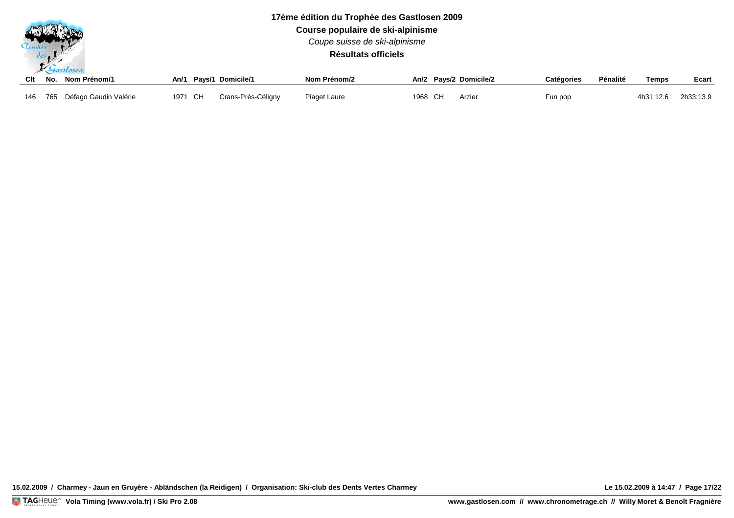**17ème édition du Trophée des Gastlosen 2009**

**Course populaire de ski-alpinisme**

*Coupe suisse de ski-alpinisme*

**Résultats officiels**

| Clt | No. | Nom Prénom/1 | An/1 | Pays/1 | Domicile/1 | Nom Prénom/2 | An/2 | Pays/2 | Domicile/2 | Catégories | Pénalité | Temps | Ecart |
|---|---|---|---|---|---|---|---|---|---|---|---|---|---|
| 146 | 765 | Défago Gaudin Valérie | 1971 | CH | Crans-Près-Céligny | Piaget Laure | 1968 | CH | Arzier | Fun pop | | 4h31:12.6 | 2h33:13.9 |

**15.02.2009 / Charmey - Jaun en Gruyère - Abländschen (la Reidigen) / Organisation: Ski-club des Dents Vertes Charmey**

**Le 15.02.2009 à 14:47**

TAG Heuer **Vola Timing (www.vola.fr) / Ski Pro 2.08**

**www.gastlosen.com // www.chronometrage.ch // Willy Moret & Benoît Fragnière**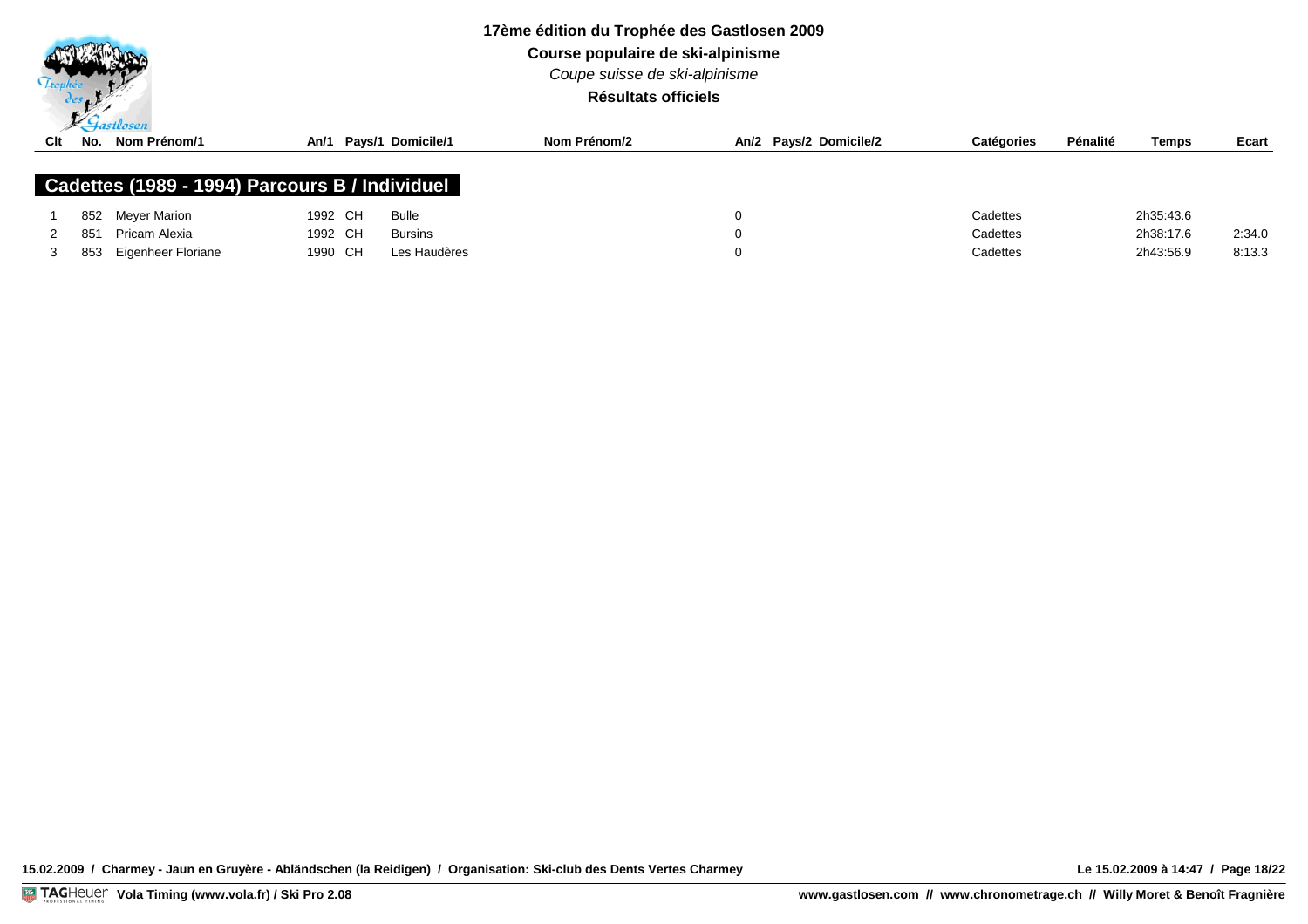**17ème édition du Trophée des Gastlosen 2009**

**Course populaire de ski-alpinisme**

*Coupe suisse de ski-alpinisme*

**Résultats officiels**

## Cadettes (1989 - 1994) Parcours B / Individuel

| Clt | No. | Nom Prénom/1 | An/1 | Pays/1 | Domicile/1 | Nom Prénom/2 | An/2 | Pays/2 | Domicile/2 | Catégories | Pénalité | Temps | Ecart |
|---|---|---|---|---|---|---|---|---|---|---|---|---|---|
| 1 | 852 | Meyer Marion | 1992 | CH | Bulle | | 0 | | | Cadettes | | 2h35:43.6 | |
| 2 | 851 | Pricam Alexia | 1992 | CH | Bursins | | 0 | | | Cadettes | | 2h38:17.6 | 2:34.0 |
| 3 | 853 | Eigenheer Floriane | 1990 | CH | Les Haudères | | 0 | | | Cadettes | | 2h43:56.9 | 8:13.3 |

**15.02.2009 / Charmey - Jaun en Gruyère - Abländschen (la Reidigen) / Organisation: Ski-club des Dents Vertes Charmey**

**Le 15.02.2009 à 14:47**

**Vola Timing (www.vola.fr) / Ski Pro 2.08**

**www.gastlosen.com // www.chronometrage.ch // Willy Moret & Benoît Fragnière**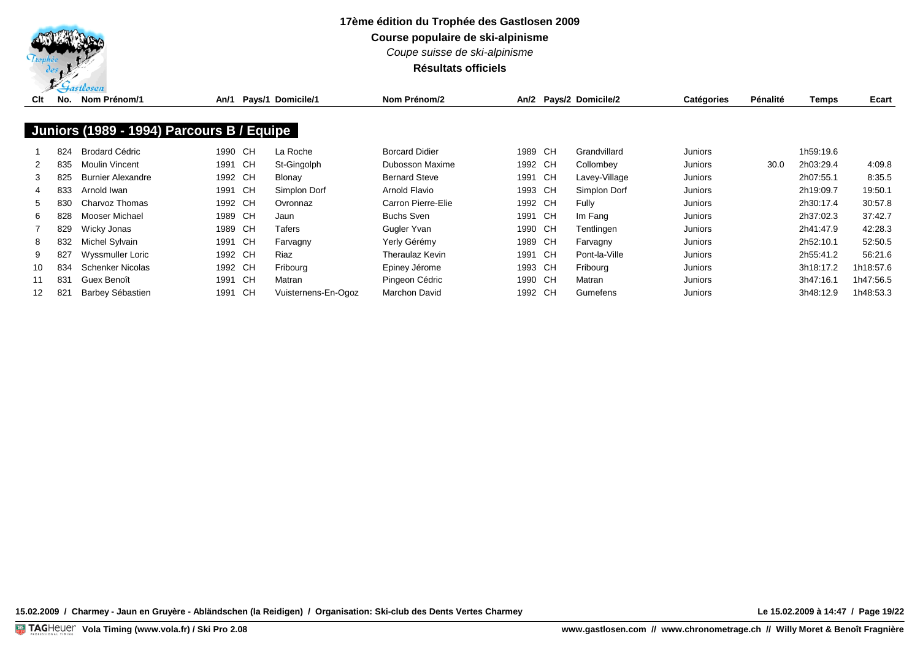**17ème édition du Trophée des Gastlosen 2009**

**Course populaire de ski-alpinisme**

*Coupe suisse de ski-alpinisme*

**Résultats officiels**

## Juniors (1989 - 1994) Parcours B / Equipe

| Clt | No. | Nom Prénom/1 | An/1 | Pays/1 | Domicile/1 | Nom Prénom/2 | An/2 | Pays/2 | Domicile/2 | Catégories | Pénalité | Temps | Ecart |
|---|---|---|---|---|---|---|---|---|---|---|---|---|---|
| 1 | 824 | Brodard Cédric | 1990 | CH | La Roche | Borcard Didier | 1989 | CH | Grandvillard | Juniors | | 1h59:19.6 | |
| 2 | 835 | Moulin Vincent | 1991 | CH | St-Gingolph | Dubosson Maxime | 1992 | CH | Collombey | Juniors | 30.0 | 2h03:29.4 | 4:09.8 |
| 3 | 825 | Burnier Alexandre | 1992 | CH | Blonay | Bernard Steve | 1991 | CH | Lavey-Village | Juniors | | 2h07:55.1 | 8:35.5 |
| 4 | 833 | Arnold Iwan | 1991 | CH | Simplon Dorf | Arnold Flavio | 1993 | CH | Simplon Dorf | Juniors | | 2h19:09.7 | 19:50.1 |
| 5 | 830 | Charvoz Thomas | 1992 | CH | Ovronnaz | Carron Pierre-Elie | 1992 | CH | Fully | Juniors | | 2h30:17.4 | 30:57.8 |
| 6 | 828 | Mooser Michael | 1989 | CH | Jaun | Buchs Sven | 1991 | CH | Im Fang | Juniors | | 2h37:02.3 | 37:42.7 |
| 7 | 829 | Wicky Jonas | 1989 | CH | Tafers | Gugler Yvan | 1990 | CH | Tentlingen | Juniors | | 2h41:47.9 | 42:28.3 |
| 8 | 832 | Michel Sylvain | 1991 | CH | Farvagny | Yerly Gérémy | 1989 | CH | Farvagny | Juniors | | 2h52:10.1 | 52:50.5 |
| 9 | 827 | Wyssmuller Loric | 1992 | CH | Riaz | Theraulaz Kevin | 1991 | CH | Pont-la-Ville | Juniors | | 2h55:41.2 | 56:21.6 |
| 10 | 834 | Schenker Nicolas | 1992 | CH | Fribourg | Epiney Jérome | 1993 | CH | Fribourg | Juniors | | 3h18:17.2 | 1h18:57.6 |
| 11 | 831 | Guex Benoît | 1991 | CH | Matran | Pingeon Cédric | 1990 | CH | Matran | Juniors | | 3h47:16.1 | 1h47:56.5 |
| 12 | 821 | Barbey Sébastien | 1991 | CH | Vuisternens-En-Ogoz | Marchon David | 1992 | CH | Gumefens | Juniors | | 3h48:12.9 | 1h48:53.3 |

15.02.2009 / Charmey - Jaun en Gruyère - Abländschen (la Reidigen) / Organisation: Ski-club des Dents Vertes Charmey — Le 15.02.2009 à 14:47

Vola Timing (www.vola.fr) / Ski Pro 2.08 — www.gastlosen.com // www.chronometrage.ch // Willy Moret & Benoît Fragnière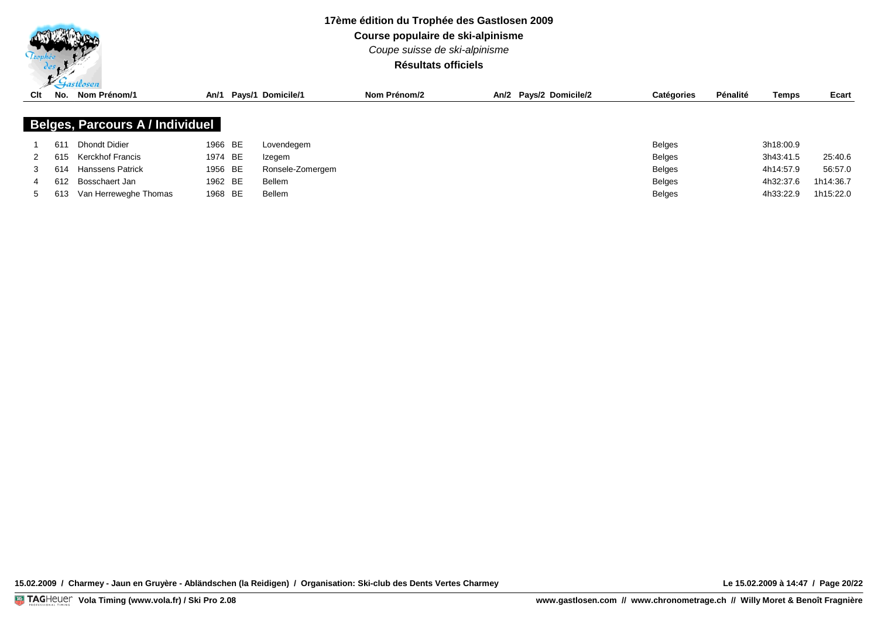**17ème édition du Trophée des Gastlosen 2009**

**Course populaire de ski-alpinisme**

*Coupe suisse de ski-alpinisme*

**Résultats officiels**

## Belges, Parcours A / Individuel

| Clt | No. | Nom Prénom/1 | An/1 | Pays/1 | Domicile/1 | Nom Prénom/2 | An/2 | Pays/2 | Domicile/2 | Catégories | Pénalité | Temps | Ecart |
|---|---|---|---|---|---|---|---|---|---|---|---|---|---|
| 1 | 611 | Dhondt Didier | 1966 | BE | Lovendegem | | | | | Belges | | 3h18:00.9 | |
| 2 | 615 | Kerckhof Francis | 1974 | BE | Izegem | | | | | Belges | | 3h43:41.5 | 25:40.6 |
| 3 | 614 | Hanssens Patrick | 1956 | BE | Ronsele-Zomergem | | | | | Belges | | 4h14:57.9 | 56:57.0 |
| 4 | 612 | Bosschaert Jan | 1962 | BE | Bellem | | | | | Belges | | 4h32:37.6 | 1h14:36.7 |
| 5 | 613 | Van Herreweghe Thomas | 1968 | BE | Bellem | | | | | Belges | | 4h33:22.9 | 1h15:22.0 |

**15.02.2009 / Charmey - Jaun en Gruyère - Abländschen (la Reidigen) / Organisation: Ski-club des Dents Vertes Charmey** — **Le 15.02.2009 à 14:47**

**Vola Timing (www.vola.fr) / Ski Pro 2.08** — **www.gastlosen.com // www.chronometrage.ch // Willy Moret & Benoît Fragnière**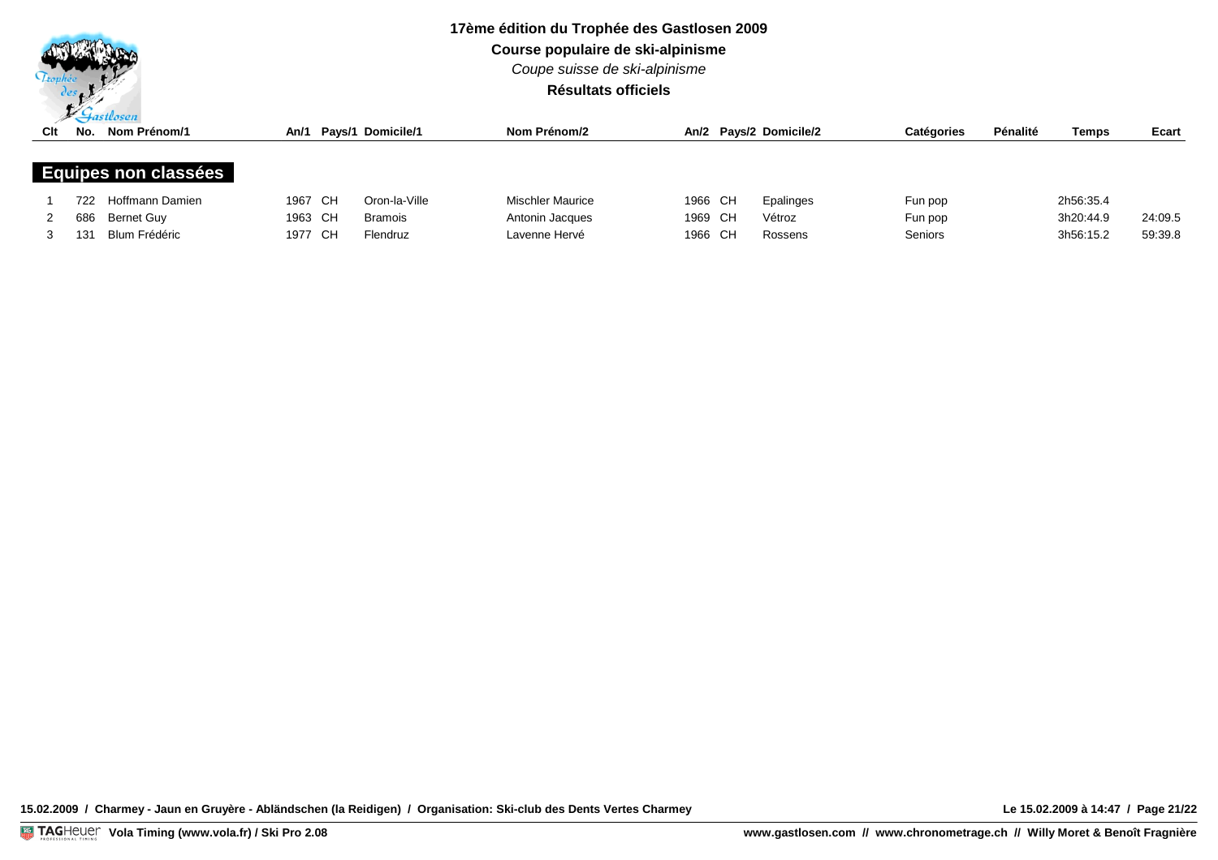# 17ème édition du Trophée des Gastlosen 2009

**Course populaire de ski-alpinisme**

*Coupe suisse de ski-alpinisme*

**Résultats officiels**

## Equipes non classées

| Clt | No. | Nom Prénom/1 | An/1 | Pays/1 | Domicile/1 | Nom Prénom/2 | An/2 | Pays/2 | Domicile/2 | Catégories | Pénalité | Temps | Ecart |
|---|---|---|---|---|---|---|---|---|---|---|---|---|---|
| 1 | 722 | Hoffmann Damien | 1967 | CH | Oron-la-Ville | Mischler Maurice | 1966 | CH | Epalinges | Fun pop | | 2h56:35.4 | |
| 2 | 686 | Bernet Guy | 1963 | CH | Bramois | Antonin Jacques | 1969 | CH | Vétroz | Fun pop | | 3h20:44.9 | 24:09.5 |
| 3 | 131 | Blum Frédéric | 1977 | CH | Flendruz | Lavenne Hervé | 1966 | CH | Rossens | Seniors | | 3h56:15.2 | 59:39.8 |

**15.02.2009 / Charmey - Jaun en Gruyère - Abländschen (la Reidigen) / Organisation: Ski-club des Dents Vertes Charmey** — **Le 15.02.2009 à 14:47**

TAG Heuer **Vola Timing (www.vola.fr) / Ski Pro 2.08** — **www.gastlosen.com // www.chronometrage.ch // Willy Moret & Benoît Fragnière**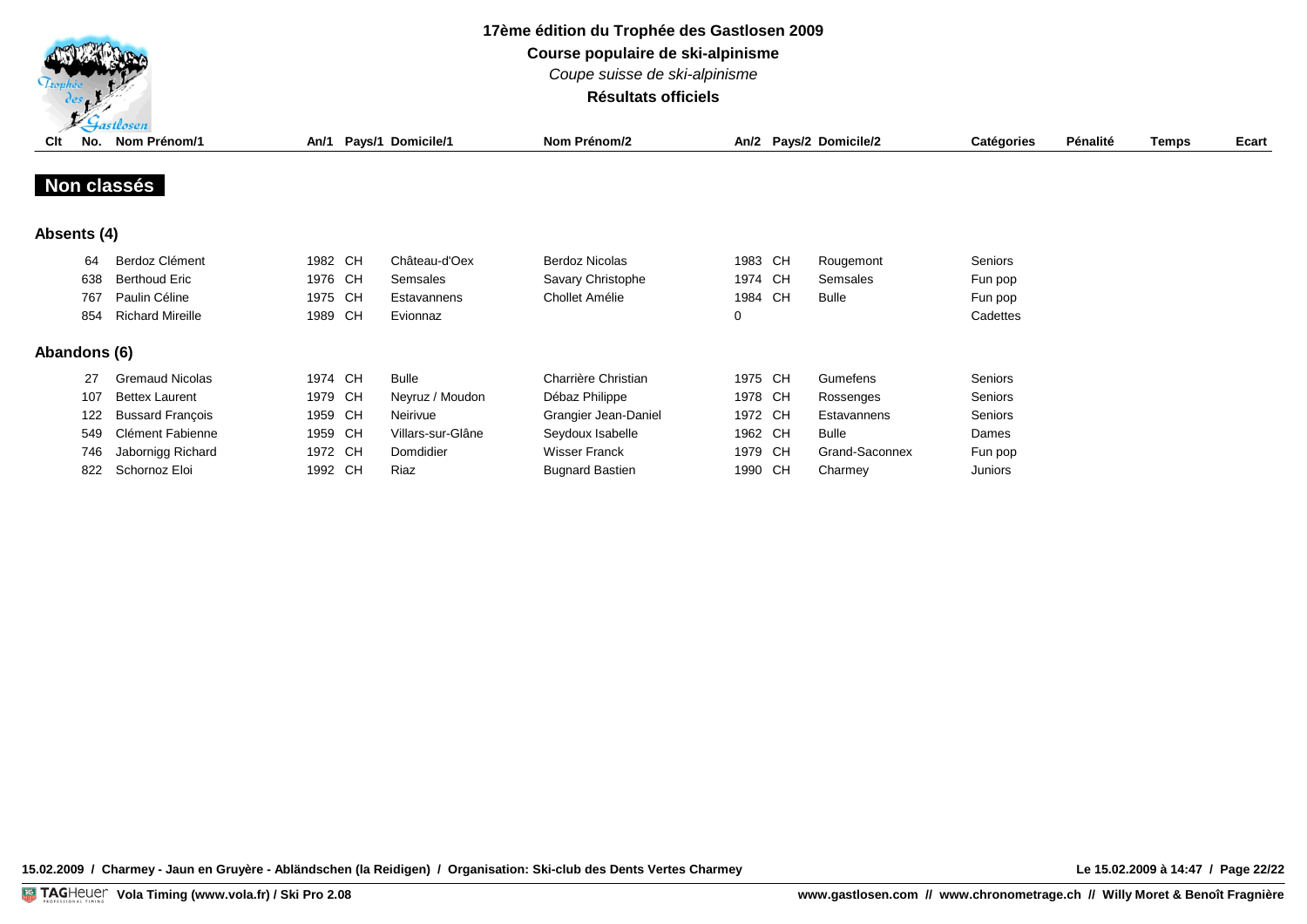**17ème édition du Trophée des Gastlosen 2009**

**Course populaire de ski-alpinisme**

*Coupe suisse de ski-alpinisme*

**Résultats officiels**

## Non classés

### Absents (4)

| Clt | No. | Nom Prénom/1 | An/1 | Pays/1 | Domicile/1 | Nom Prénom/2 | An/2 | Pays/2 | Domicile/2 | Catégories | Pénalité | Temps | Ecart |
|---|---|---|---|---|---|---|---|---|---|---|---|---|---|
| | 64 | Berdoz Clément | 1982 | CH | Château-d'Oex | Berdoz Nicolas | 1983 | CH | Rougemont | Seniors | | | |
| | 638 | Berthoud Eric | 1976 | CH | Semsales | Savary Christophe | 1974 | CH | Semsales | Fun pop | | | |
| | 767 | Paulin Céline | 1975 | CH | Estavannens | Chollet Amélie | 1984 | CH | Bulle | Fun pop | | | |
| | 854 | Richard Mireille | 1989 | CH | Evionnaz | | 0 | | | Cadettes | | | |

### Abandons (6)

| Clt | No. | Nom Prénom/1 | An/1 | Pays/1 | Domicile/1 | Nom Prénom/2 | An/2 | Pays/2 | Domicile/2 | Catégories | Pénalité | Temps | Ecart |
|---|---|---|---|---|---|---|---|---|---|---|---|---|---|
| | 27 | Gremaud Nicolas | 1974 | CH | Bulle | Charrière Christian | 1975 | CH | Gumefens | Seniors | | | |
| | 107 | Bettex Laurent | 1979 | CH | Neyruz / Moudon | Débaz Philippe | 1978 | CH | Rossenges | Seniors | | | |
| | 122 | Bussard François | 1959 | CH | Neirivue | Grangier Jean-Daniel | 1972 | CH | Estavannens | Seniors | | | |
| | 549 | Clément Fabienne | 1959 | CH | Villars-sur-Glâne | Seydoux Isabelle | 1962 | CH | Bulle | Dames | | | |
| | 746 | Jabornigg Richard | 1972 | CH | Domdidier | Wisser Franck | 1979 | CH | Grand-Saconnex | Fun pop | | | |
| | 822 | Schornoz Eloi | 1992 | CH | Riaz | Bugnard Bastien | 1990 | CH | Charmey | Juniors | | | |

**15.02.2009 / Charmey - Jaun en Gruyère - Abländschen (la Reidigen) / Organisation: Ski-club des Dents Vertes Charmey**

**Le 15.02.2009 à 14:47**

**Vola Timing (www.vola.fr) / Ski Pro 2.08**

**www.gastlosen.com // www.chronometrage.ch // Willy Moret & Benoît Fragnière**